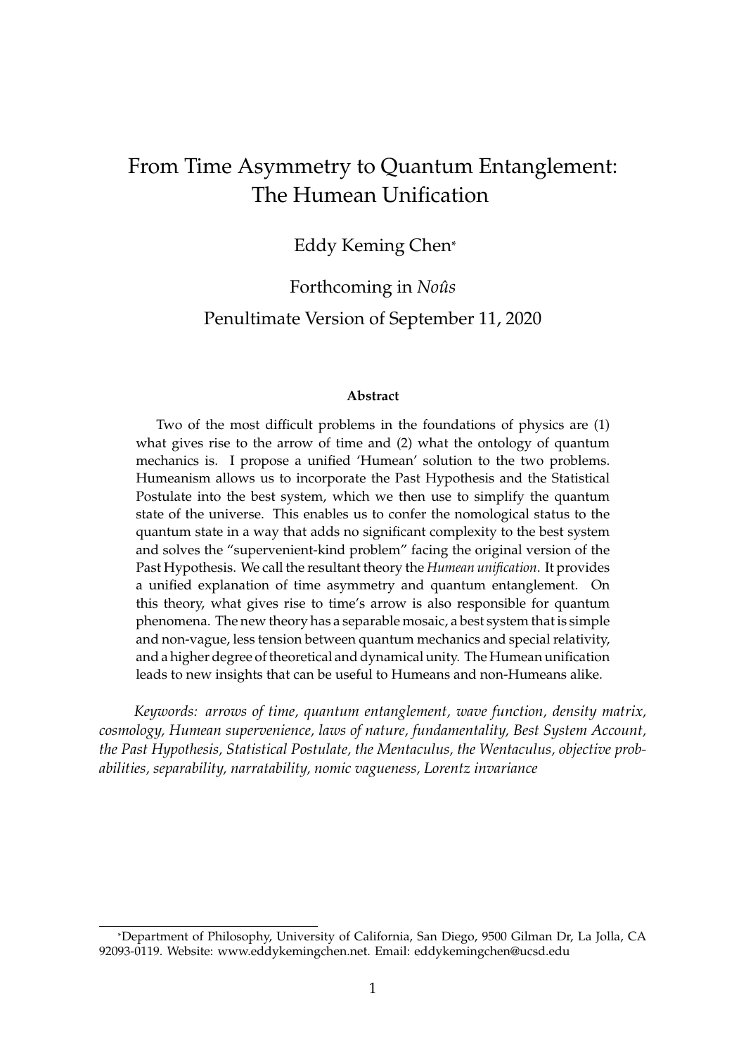# From Time Asymmetry to Quantum Entanglement: The Humean Unification

Eddy Keming Chen*

Forthcoming in *Noûs*

Penultimate Version of September 11, 2020

**Abstract**

Two of the most difficult problems in the foundations of physics are (1) what gives rise to the arrow of time and (2) what the ontology of quantum mechanics is. I propose a unified 'Humean' solution to the two problems. Humeanism allows us to incorporate the Past Hypothesis and the Statistical Postulate into the best system, which we then use to simplify the quantum state of the universe. This enables us to confer the nomological status to the quantum state in a way that adds no significant complexity to the best system and solves the "supervenient-kind problem" facing the original version of the Past Hypothesis. We call the resultant theory the *Humean unification*. It provides a unified explanation of time asymmetry and quantum entanglement. On this theory, what gives rise to time's arrow is also responsible for quantum phenomena. The new theory has a separable mosaic, a best system that is simple and non-vague, less tension between quantum mechanics and special relativity, and a higher degree of theoretical and dynamical unity. The Humean unification leads to new insights that can be useful to Humeans and non-Humeans alike.

*Keywords: arrows of time, quantum entanglement, wave function, density matrix, cosmology, Humean supervenience, laws of nature, fundamentality, Best System Account, the Past Hypothesis, Statistical Postulate, the Mentaculus, the Wentaculus, objective probabilities, separability, narratability, nomic vagueness, Lorentz invariance*

---

*Department of Philosophy, University of California, San Diego, 9500 Gilman Dr, La Jolla, CA 92093-0119. Website: www.eddykemingchen.net. Email: eddykemingchen@ucsd.edu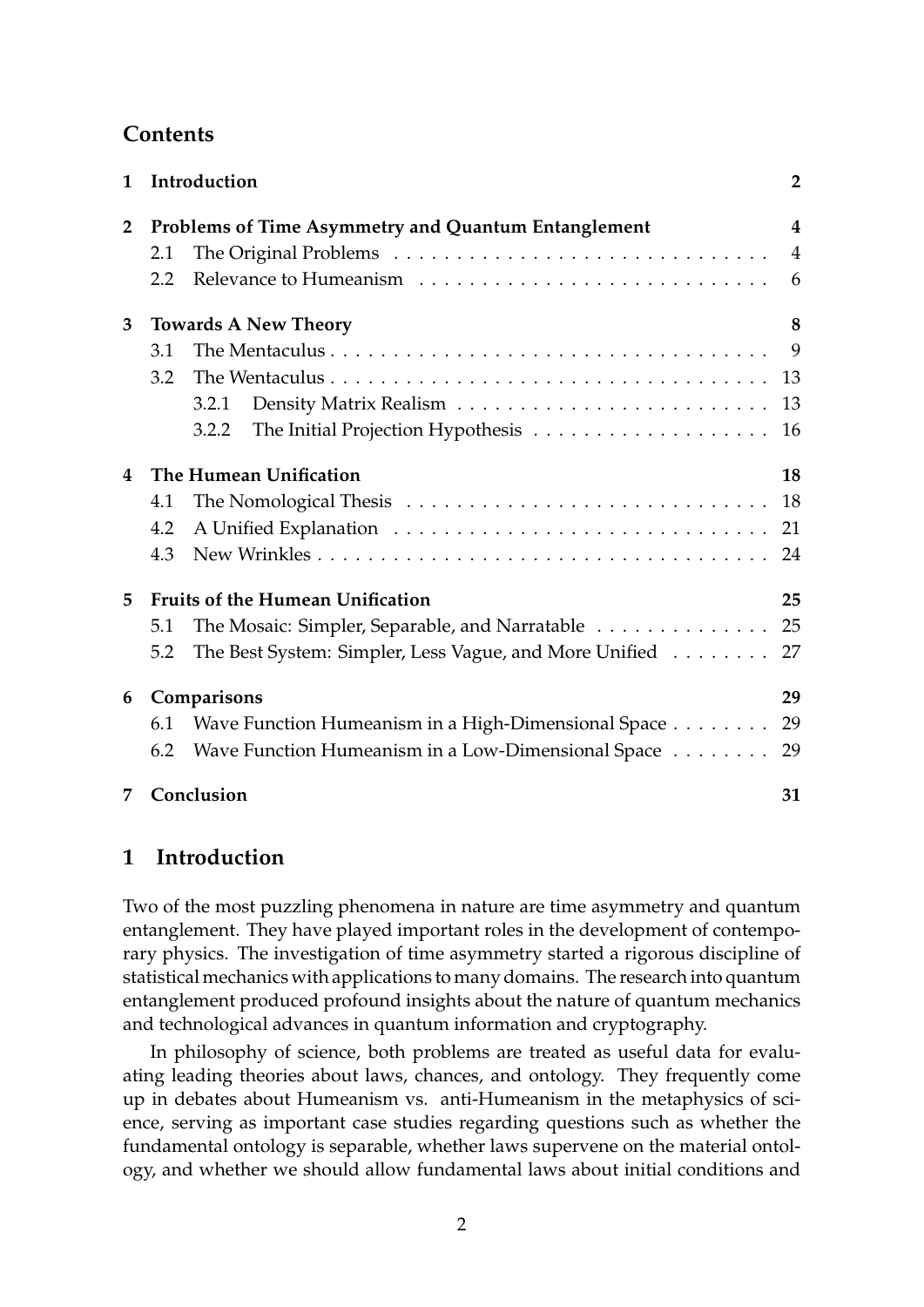## Contents

1 Introduction ... 2

2 Problems of Time Asymmetry and Quantum Entanglement ... 4
- 2.1 The Original Problems ... 4
- 2.2 Relevance to Humeanism ... 6

3 Towards A New Theory ... 8
- 3.1 The Mentaculus ... 9
- 3.2 The Wentaculus ... 13
  - 3.2.1 Density Matrix Realism ... 13
  - 3.2.2 The Initial Projection Hypothesis ... 16

4 The Humean Unification ... 18
- 4.1 The Nomological Thesis ... 18
- 4.2 A Unified Explanation ... 21
- 4.3 New Wrinkles ... 24

5 Fruits of the Humean Unification ... 25
- 5.1 The Mosaic: Simpler, Separable, and Narratable ... 25
- 5.2 The Best System: Simpler, Less Vague, and More Unified ... 27

6 Comparisons ... 29
- 6.1 Wave Function Humeanism in a High-Dimensional Space ... 29
- 6.2 Wave Function Humeanism in a Low-Dimensional Space ... 29

7 Conclusion ... 31

# 1 Introduction

Two of the most puzzling phenomena in nature are time asymmetry and quantum entanglement. They have played important roles in the development of contemporary physics. The investigation of time asymmetry started a rigorous discipline of statistical mechanics with applications to many domains. The research into quantum entanglement produced profound insights about the nature of quantum mechanics and technological advances in quantum information and cryptography.

In philosophy of science, both problems are treated as useful data for evaluating leading theories about laws, chances, and ontology. They frequently come up in debates about Humeanism vs. anti-Humeanism in the metaphysics of science, serving as important case studies regarding questions such as whether the fundamental ontology is separable, whether laws supervene on the material ontology, and whether we should allow fundamental laws about initial conditions and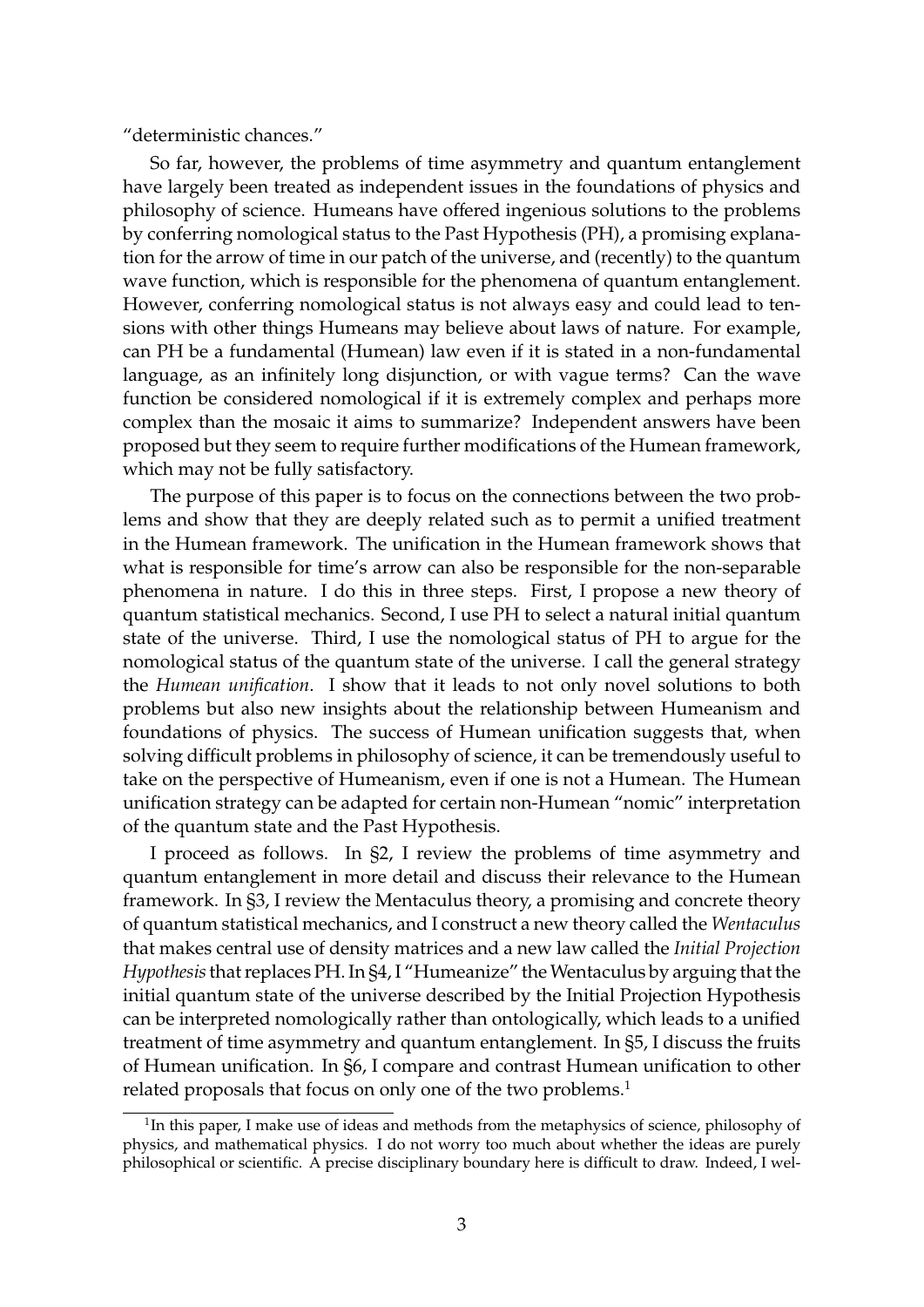"deterministic chances."

So far, however, the problems of time asymmetry and quantum entanglement have largely been treated as independent issues in the foundations of physics and philosophy of science. Humeans have offered ingenious solutions to the problems by conferring nomological status to the Past Hypothesis (PH), a promising explanation for the arrow of time in our patch of the universe, and (recently) to the quantum wave function, which is responsible for the phenomena of quantum entanglement. However, conferring nomological status is not always easy and could lead to tensions with other things Humeans may believe about laws of nature. For example, can PH be a fundamental (Humean) law even if it is stated in a non-fundamental language, as an infinitely long disjunction, or with vague terms? Can the wave function be considered nomological if it is extremely complex and perhaps more complex than the mosaic it aims to summarize? Independent answers have been proposed but they seem to require further modifications of the Humean framework, which may not be fully satisfactory.

The purpose of this paper is to focus on the connections between the two problems and show that they are deeply related such as to permit a unified treatment in the Humean framework. The unification in the Humean framework shows that what is responsible for time's arrow can also be responsible for the non-separable phenomena in nature. I do this in three steps. First, I propose a new theory of quantum statistical mechanics. Second, I use PH to select a natural initial quantum state of the universe. Third, I use the nomological status of PH to argue for the nomological status of the quantum state of the universe. I call the general strategy the *Humean unification*. I show that it leads to not only novel solutions to both problems but also new insights about the relationship between Humeanism and foundations of physics. The success of Humean unification suggests that, when solving difficult problems in philosophy of science, it can be tremendously useful to take on the perspective of Humeanism, even if one is not a Humean. The Humean unification strategy can be adapted for certain non-Humean "nomic" interpretation of the quantum state and the Past Hypothesis.

I proceed as follows. In §2, I review the problems of time asymmetry and quantum entanglement in more detail and discuss their relevance to the Humean framework. In §3, I review the Mentaculus theory, a promising and concrete theory of quantum statistical mechanics, and I construct a new theory called the *Wentaculus* that makes central use of density matrices and a new law called the *Initial Projection Hypothesis* that replaces PH. In §4, I "Humeanize" the Wentaculus by arguing that the initial quantum state of the universe described by the Initial Projection Hypothesis can be interpreted nomologically rather than ontologically, which leads to a unified treatment of time asymmetry and quantum entanglement. In §5, I discuss the fruits of Humean unification. In §6, I compare and contrast Humean unification to other related proposals that focus on only one of the two problems.[1]

[1] In this paper, I make use of ideas and methods from the metaphysics of science, philosophy of physics, and mathematical physics. I do not worry too much about whether the ideas are purely philosophical or scientific. A precise disciplinary boundary here is difficult to draw. Indeed, I wel-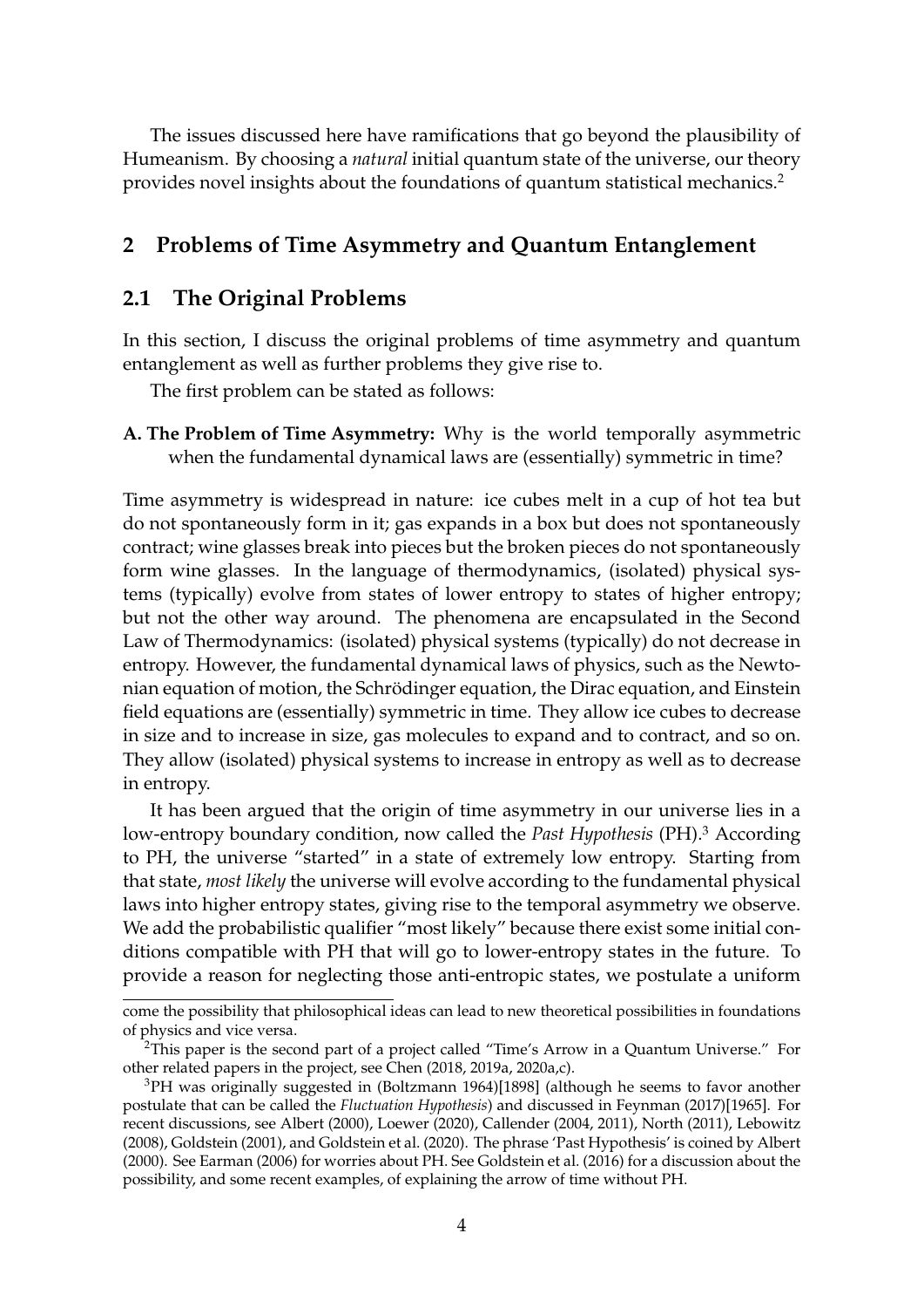The issues discussed here have ramifications that go beyond the plausibility of Humeanism. By choosing a *natural* initial quantum state of the universe, our theory provides novel insights about the foundations of quantum statistical mechanics.[2]

## 2 Problems of Time Asymmetry and Quantum Entanglement

### 2.1 The Original Problems

In this section, I discuss the original problems of time asymmetry and quantum entanglement as well as further problems they give rise to.

The first problem can be stated as follows:

**A. The Problem of Time Asymmetry:** Why is the world temporally asymmetric when the fundamental dynamical laws are (essentially) symmetric in time?

Time asymmetry is widespread in nature: ice cubes melt in a cup of hot tea but do not spontaneously form in it; gas expands in a box but does not spontaneously contract; wine glasses break into pieces but the broken pieces do not spontaneously form wine glasses. In the language of thermodynamics, (isolated) physical systems (typically) evolve from states of lower entropy to states of higher entropy; but not the other way around. The phenomena are encapsulated in the Second Law of Thermodynamics: (isolated) physical systems (typically) do not decrease in entropy. However, the fundamental dynamical laws of physics, such as the Newtonian equation of motion, the Schrödinger equation, the Dirac equation, and Einstein field equations are (essentially) symmetric in time. They allow ice cubes to decrease in size and to increase in size, gas molecules to expand and to contract, and so on. They allow (isolated) physical systems to increase in entropy as well as to decrease in entropy.

It has been argued that the origin of time asymmetry in our universe lies in a low-entropy boundary condition, now called the *Past Hypothesis* (PH).[3] According to PH, the universe "started" in a state of extremely low entropy. Starting from that state, *most likely* the universe will evolve according to the fundamental physical laws into higher entropy states, giving rise to the temporal asymmetry we observe. We add the probabilistic qualifier "most likely" because there exist some initial conditions compatible with PH that will go to lower-entropy states in the future. To provide a reason for neglecting those anti-entropic states, we postulate a uniform

---

come the possibility that philosophical ideas can lead to new theoretical possibilities in foundations of physics and vice versa.

[2]This paper is the second part of a project called "Time's Arrow in a Quantum Universe." For other related papers in the project, see Chen (2018, 2019a, 2020a,c).

[3]PH was originally suggested in (Boltzmann 1964)[1898] (although he seems to favor another postulate that can be called the *Fluctuation Hypothesis*) and discussed in Feynman (2017)[1965]. For recent discussions, see Albert (2000), Loewer (2020), Callender (2004, 2011), North (2011), Lebowitz (2008), Goldstein (2001), and Goldstein et al. (2020). The phrase 'Past Hypothesis' is coined by Albert (2000). See Earman (2006) for worries about PH. See Goldstein et al. (2016) for a discussion about the possibility, and some recent examples, of explaining the arrow of time without PH.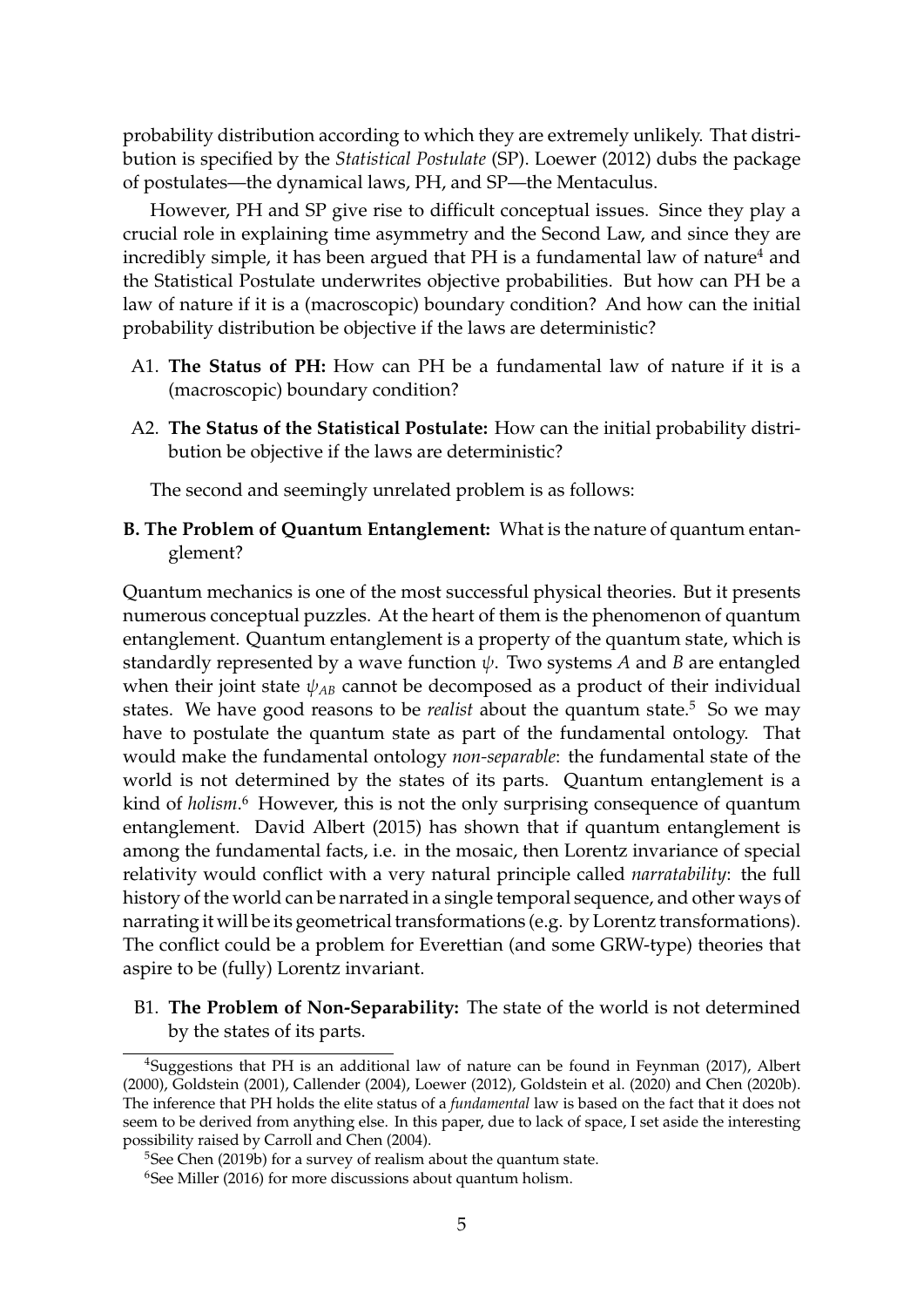probability distribution according to which they are extremely unlikely. That distribution is specified by the *Statistical Postulate* (SP). Loewer (2012) dubs the package of postulates—the dynamical laws, PH, and SP—the Mentaculus.

However, PH and SP give rise to difficult conceptual issues. Since they play a crucial role in explaining time asymmetry and the Second Law, and since they are incredibly simple, it has been argued that PH is a fundamental law of nature[4] and the Statistical Postulate underwrites objective probabilities. But how can PH be a law of nature if it is a (macroscopic) boundary condition? And how can the initial probability distribution be objective if the laws are deterministic?

A1. **The Status of PH:** How can PH be a fundamental law of nature if it is a (macroscopic) boundary condition?

A2. **The Status of the Statistical Postulate:** How can the initial probability distribution be objective if the laws are deterministic?

The second and seemingly unrelated problem is as follows:

**B. The Problem of Quantum Entanglement:** What is the nature of quantum entanglement?

Quantum mechanics is one of the most successful physical theories. But it presents numerous conceptual puzzles. At the heart of them is the phenomenon of quantum entanglement. Quantum entanglement is a property of the quantum state, which is standardly represented by a wave function $\psi$. Two systems $A$ and $B$ are entangled when their joint state $\psi_{AB}$ cannot be decomposed as a product of their individual states. We have good reasons to be *realist* about the quantum state.[5] So we may have to postulate the quantum state as part of the fundamental ontology. That would make the fundamental ontology *non-separable*: the fundamental state of the world is not determined by the states of its parts. Quantum entanglement is a kind of *holism*.[6] However, this is not the only surprising consequence of quantum entanglement. David Albert (2015) has shown that if quantum entanglement is among the fundamental facts, i.e. in the mosaic, then Lorentz invariance of special relativity would conflict with a very natural principle called *narratability*: the full history of the world can be narrated in a single temporal sequence, and other ways of narrating it will be its geometrical transformations (e.g. by Lorentz transformations). The conflict could be a problem for Everettian (and some GRW-type) theories that aspire to be (fully) Lorentz invariant.

B1. **The Problem of Non-Separability:** The state of the world is not determined by the states of its parts.

---

[4] Suggestions that PH is an additional law of nature can be found in Feynman (2017), Albert (2000), Goldstein (2001), Callender (2004), Loewer (2012), Goldstein et al. (2020) and Chen (2020b). The inference that PH holds the elite status of a *fundamental* law is based on the fact that it does not seem to be derived from anything else. In this paper, due to lack of space, I set aside the interesting possibility raised by Carroll and Chen (2004).

[5] See Chen (2019b) for a survey of realism about the quantum state.

[6] See Miller (2016) for more discussions about quantum holism.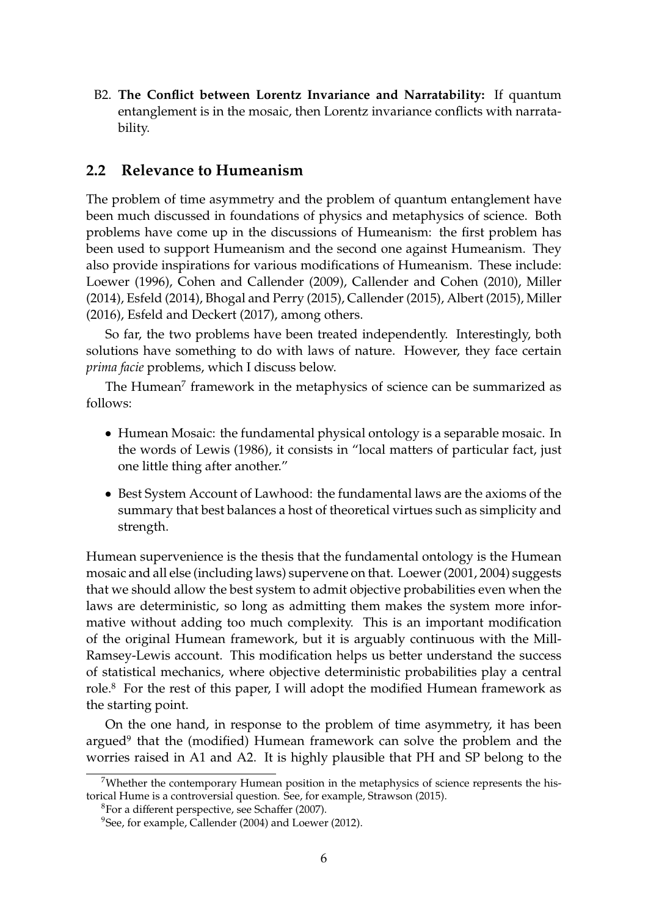B2. **The Conflict between Lorentz Invariance and Narratability:** If quantum entanglement is in the mosaic, then Lorentz invariance conflicts with narratability.

## 2.2 Relevance to Humeanism

The problem of time asymmetry and the problem of quantum entanglement have been much discussed in foundations of physics and metaphysics of science. Both problems have come up in the discussions of Humeanism: the first problem has been used to support Humeanism and the second one against Humeanism. They also provide inspirations for various modifications of Humeanism. These include: Loewer (1996), Cohen and Callender (2009), Callender and Cohen (2010), Miller (2014), Esfeld (2014), Bhogal and Perry (2015), Callender (2015), Albert (2015), Miller (2016), Esfeld and Deckert (2017), among others.

So far, the two problems have been treated independently. Interestingly, both solutions have something to do with laws of nature. However, they face certain *prima facie* problems, which I discuss below.

The Humean[7] framework in the metaphysics of science can be summarized as follows:

- Humean Mosaic: the fundamental physical ontology is a separable mosaic. In the words of Lewis (1986), it consists in "local matters of particular fact, just one little thing after another."
- Best System Account of Lawhood: the fundamental laws are the axioms of the summary that best balances a host of theoretical virtues such as simplicity and strength.

Humean supervenience is the thesis that the fundamental ontology is the Humean mosaic and all else (including laws) supervene on that. Loewer (2001, 2004) suggests that we should allow the best system to admit objective probabilities even when the laws are deterministic, so long as admitting them makes the system more informative without adding too much complexity. This is an important modification of the original Humean framework, but it is arguably continuous with the Mill-Ramsey-Lewis account. This modification helps us better understand the success of statistical mechanics, where objective deterministic probabilities play a central role.[8] For the rest of this paper, I will adopt the modified Humean framework as the starting point.

On the one hand, in response to the problem of time asymmetry, it has been argued[9] that the (modified) Humean framework can solve the problem and the worries raised in A1 and A2. It is highly plausible that PH and SP belong to the

[7] Whether the contemporary Humean position in the metaphysics of science represents the historical Hume is a controversial question. See, for example, Strawson (2015).

[8] For a different perspective, see Schaffer (2007).

[9] See, for example, Callender (2004) and Loewer (2012).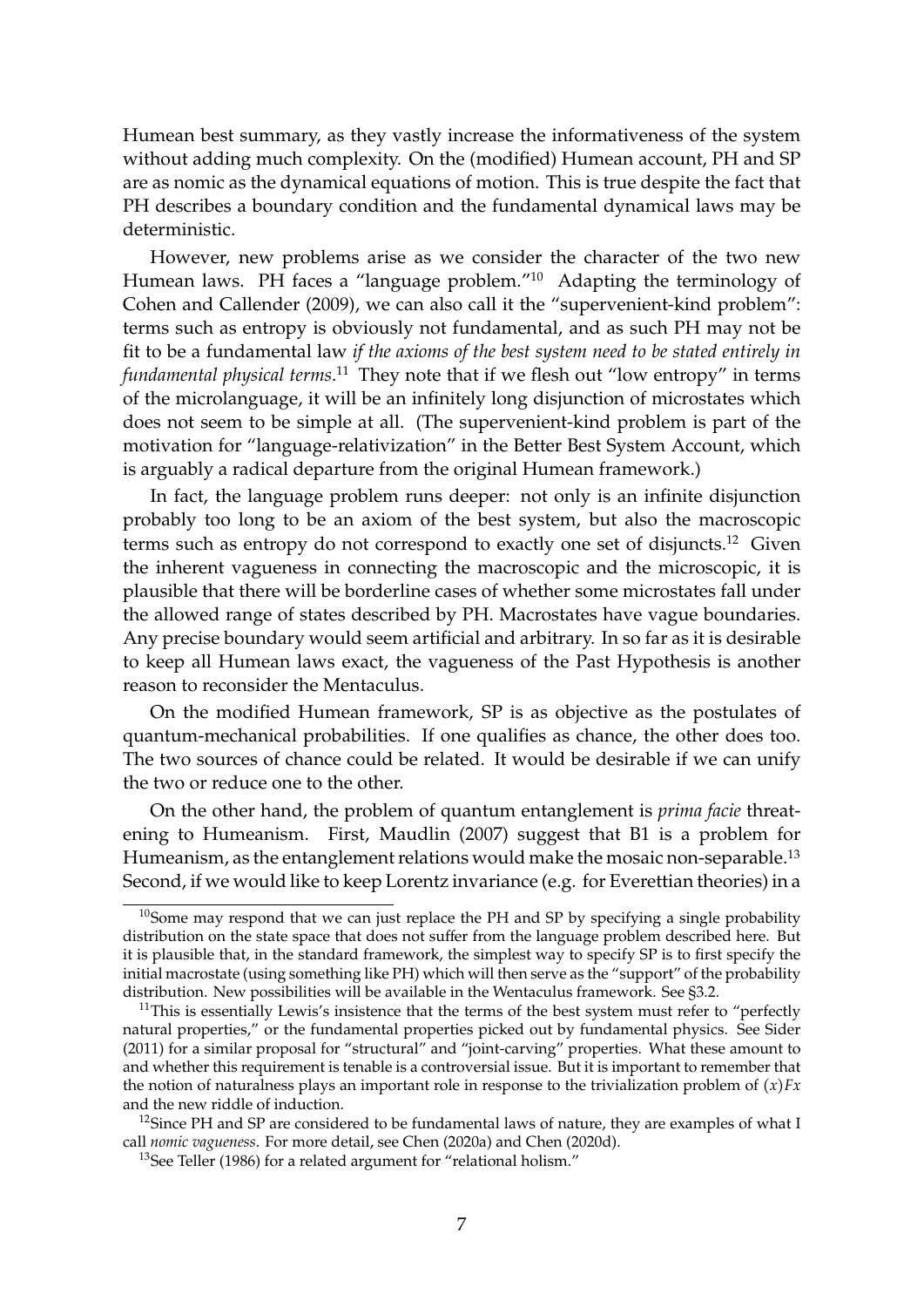Humean best summary, as they vastly increase the informativeness of the system without adding much complexity. On the (modified) Humean account, PH and SP are as nomic as the dynamical equations of motion. This is true despite the fact that PH describes a boundary condition and the fundamental dynamical laws may be deterministic.

However, new problems arise as we consider the character of the two new Humean laws. PH faces a "language problem."[10] Adapting the terminology of Cohen and Callender (2009), we can also call it the "supervenient-kind problem": terms such as entropy is obviously not fundamental, and as such PH may not be fit to be a fundamental law *if the axioms of the best system need to be stated entirely in fundamental physical terms*.[11] They note that if we flesh out "low entropy" in terms of the microlanguage, it will be an infinitely long disjunction of microstates which does not seem to be simple at all. (The supervenient-kind problem is part of the motivation for "language-relativization" in the Better Best System Account, which is arguably a radical departure from the original Humean framework.)

In fact, the language problem runs deeper: not only is an infinite disjunction probably too long to be an axiom of the best system, but also the macroscopic terms such as entropy do not correspond to exactly one set of disjuncts.[12] Given the inherent vagueness in connecting the macroscopic and the microscopic, it is plausible that there will be borderline cases of whether some microstates fall under the allowed range of states described by PH. Macrostates have vague boundaries. Any precise boundary would seem artificial and arbitrary. In so far as it is desirable to keep all Humean laws exact, the vagueness of the Past Hypothesis is another reason to reconsider the Mentaculus.

On the modified Humean framework, SP is as objective as the postulates of quantum-mechanical probabilities. If one qualifies as chance, the other does too. The two sources of chance could be related. It would be desirable if we can unify the two or reduce one to the other.

On the other hand, the problem of quantum entanglement is *prima facie* threatening to Humeanism. First, Maudlin (2007) suggest that B1 is a problem for Humeanism, as the entanglement relations would make the mosaic non-separable.[13] Second, if we would like to keep Lorentz invariance (e.g. for Everettian theories) in a

---

[10] Some may respond that we can just replace the PH and SP by specifying a single probability distribution on the state space that does not suffer from the language problem described here. But it is plausible that, in the standard framework, the simplest way to specify SP is to first specify the initial macrostate (using something like PH) which will then serve as the "support" of the probability distribution. New possibilities will be available in the Wentaculus framework. See §3.2.

[11] This is essentially Lewis's insistence that the terms of the best system must refer to "perfectly natural properties," or the fundamental properties picked out by fundamental physics. See Sider (2011) for a similar proposal for "structural" and "joint-carving" properties. What these amount to and whether this requirement is tenable is a controversial issue. But it is important to remember that the notion of naturalness plays an important role in response to the trivialization problem of $(x)Fx$ and the new riddle of induction.

[12] Since PH and SP are considered to be fundamental laws of nature, they are examples of what I call *nomic vagueness*. For more detail, see Chen (2020a) and Chen (2020d).

[13] See Teller (1986) for a related argument for "relational holism."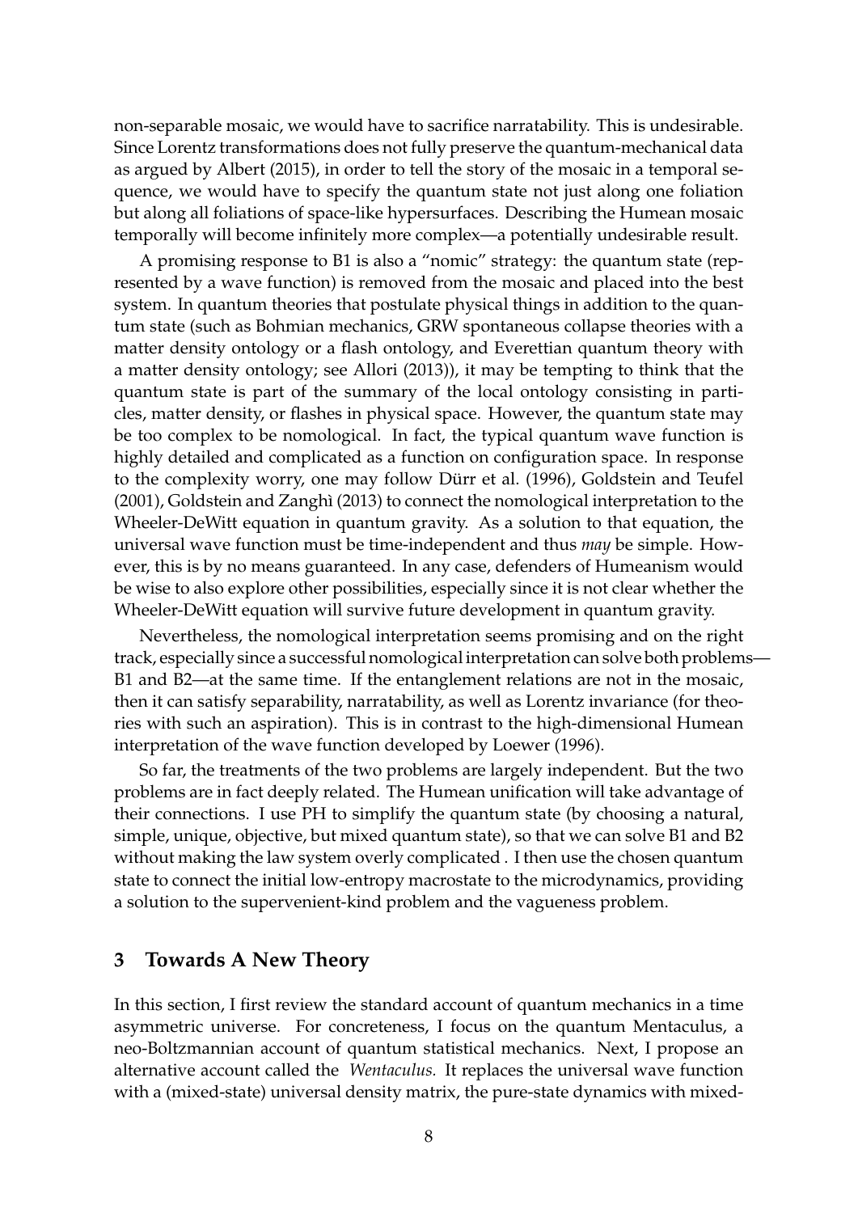non-separable mosaic, we would have to sacrifice narratability. This is undesirable. Since Lorentz transformations does not fully preserve the quantum-mechanical data as argued by Albert (2015), in order to tell the story of the mosaic in a temporal sequence, we would have to specify the quantum state not just along one foliation but along all foliations of space-like hypersurfaces. Describing the Humean mosaic temporally will become infinitely more complex—a potentially undesirable result.

A promising response to B1 is also a "nomic" strategy: the quantum state (represented by a wave function) is removed from the mosaic and placed into the best system. In quantum theories that postulate physical things in addition to the quantum state (such as Bohmian mechanics, GRW spontaneous collapse theories with a matter density ontology or a flash ontology, and Everettian quantum theory with a matter density ontology; see Allori (2013)), it may be tempting to think that the quantum state is part of the summary of the local ontology consisting in particles, matter density, or flashes in physical space. However, the quantum state may be too complex to be nomological. In fact, the typical quantum wave function is highly detailed and complicated as a function on configuration space. In response to the complexity worry, one may follow Dürr et al. (1996), Goldstein and Teufel (2001), Goldstein and Zanghì (2013) to connect the nomological interpretation to the Wheeler-DeWitt equation in quantum gravity. As a solution to that equation, the universal wave function must be time-independent and thus *may* be simple. However, this is by no means guaranteed. In any case, defenders of Humeanism would be wise to also explore other possibilities, especially since it is not clear whether the Wheeler-DeWitt equation will survive future development in quantum gravity.

Nevertheless, the nomological interpretation seems promising and on the right track, especially since a successful nomological interpretation can solve both problems—B1 and B2—at the same time. If the entanglement relations are not in the mosaic, then it can satisfy separability, narratability, as well as Lorentz invariance (for theories with such an aspiration). This is in contrast to the high-dimensional Humean interpretation of the wave function developed by Loewer (1996).

So far, the treatments of the two problems are largely independent. But the two problems are in fact deeply related. The Humean unification will take advantage of their connections. I use PH to simplify the quantum state (by choosing a natural, simple, unique, objective, but mixed quantum state), so that we can solve B1 and B2 without making the law system overly complicated . I then use the chosen quantum state to connect the initial low-entropy macrostate to the microdynamics, providing a solution to the supervenient-kind problem and the vagueness problem.

## 3 Towards A New Theory

In this section, I first review the standard account of quantum mechanics in a time asymmetric universe. For concreteness, I focus on the quantum Mentaculus, a neo-Boltzmannian account of quantum statistical mechanics. Next, I propose an alternative account called the *Wentaculus.* It replaces the universal wave function with a (mixed-state) universal density matrix, the pure-state dynamics with mixed-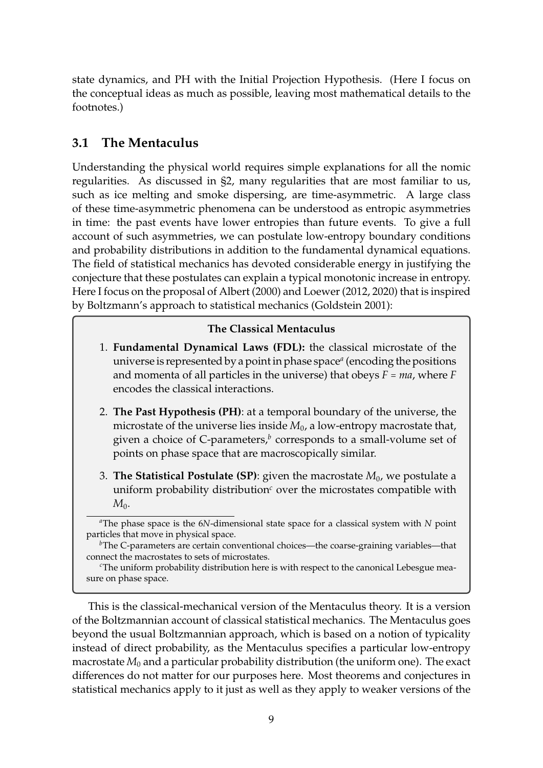state dynamics, and PH with the Initial Projection Hypothesis. (Here I focus on the conceptual ideas as much as possible, leaving most mathematical details to the footnotes.)

### 3.1 The Mentaculus

Understanding the physical world requires simple explanations for all the nomic regularities. As discussed in §2, many regularities that are most familiar to us, such as ice melting and smoke dispersing, are time-asymmetric. A large class of these time-asymmetric phenomena can be understood as entropic asymmetries in time: the past events have lower entropies than future events. To give a full account of such asymmetries, we can postulate low-entropy boundary conditions and probability distributions in addition to the fundamental dynamical equations. The field of statistical mechanics has devoted considerable energy in justifying the conjecture that these postulates can explain a typical monotonic increase in entropy. Here I focus on the proposal of Albert (2000) and Loewer (2012, 2020) that is inspired by Boltzmann's approach to statistical mechanics (Goldstein 2001):

> **The Classical Mentaculus**
>
> 1. **Fundamental Dynamical Laws (FDL):** the classical microstate of the universe is represented by a point in phase space[a] (encoding the positions and momenta of all particles in the universe) that obeys $F = ma$, where $F$ encodes the classical interactions.
> 2. **The Past Hypothesis (PH)**: at a temporal boundary of the universe, the microstate of the universe lies inside $M_0$, a low-entropy macrostate that, given a choice of C-parameters,[b] corresponds to a small-volume set of points on phase space that are macroscopically similar.
> 3. **The Statistical Postulate (SP)**: given the macrostate $M_0$, we postulate a uniform probability distribution[c] over the microstates compatible with $M_0$.
>
> [a] The phase space is the $6N$-dimensional state space for a classical system with $N$ point particles that move in physical space.
>
> [b] The C-parameters are certain conventional choices—the coarse-graining variables—that connect the macrostates to sets of microstates.
>
> [c] The uniform probability distribution here is with respect to the canonical Lebesgue measure on phase space.

This is the classical-mechanical version of the Mentaculus theory. It is a version of the Boltzmannian account of classical statistical mechanics. The Mentaculus goes beyond the usual Boltzmannian approach, which is based on a notion of typicality instead of direct probability, as the Mentaculus specifies a particular low-entropy macrostate $M_0$ and a particular probability distribution (the uniform one). The exact differences do not matter for our purposes here. Most theorems and conjectures in statistical mechanics apply to it just as well as they apply to weaker versions of the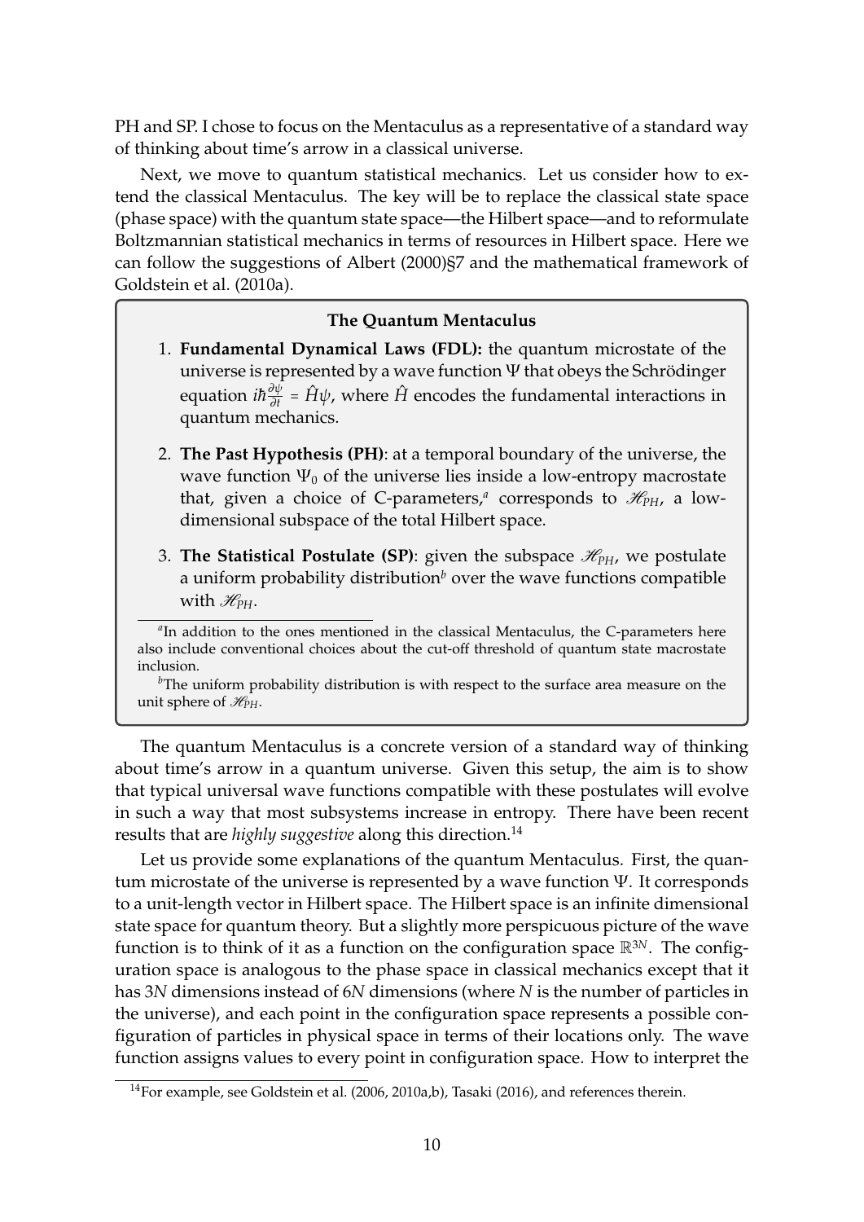PH and SP. I chose to focus on the Mentaculus as a representative of a standard way of thinking about time's arrow in a classical universe.

Next, we move to quantum statistical mechanics. Let us consider how to extend the classical Mentaculus. The key will be to replace the classical state space (phase space) with the quantum state space—the Hilbert space—and to reformulate Boltzmannian statistical mechanics in terms of resources in Hilbert space. Here we can follow the suggestions of Albert (2000)§7 and the mathematical framework of Goldstein et al. (2010a).

**The Quantum Mentaculus**

1. **Fundamental Dynamical Laws (FDL):** the quantum microstate of the universe is represented by a wave function $\Psi$ that obeys the Schrödinger equation $i\hbar\frac{\partial \psi}{\partial t} = \hat{H}\psi$, where $\hat{H}$ encodes the fundamental interactions in quantum mechanics.

2. **The Past Hypothesis (PH)**: at a temporal boundary of the universe, the wave function $\Psi_0$ of the universe lies inside a low-entropy macrostate that, given a choice of C-parameters,[a] corresponds to $\mathscr{H}_{PH}$, a low-dimensional subspace of the total Hilbert space.

3. **The Statistical Postulate (SP)**: given the subspace $\mathscr{H}_{PH}$, we postulate a uniform probability distribution[b] over the wave functions compatible with $\mathscr{H}_{PH}$.

[a] In addition to the ones mentioned in the classical Mentaculus, the C-parameters here also include conventional choices about the cut-off threshold of quantum state macrostate inclusion.

[b] The uniform probability distribution is with respect to the surface area measure on the unit sphere of $\mathscr{H}_{PH}$.

The quantum Mentaculus is a concrete version of a standard way of thinking about time's arrow in a quantum universe. Given this setup, the aim is to show that typical universal wave functions compatible with these postulates will evolve in such a way that most subsystems increase in entropy. There have been recent results that are *highly suggestive* along this direction.[14]

Let us provide some explanations of the quantum Mentaculus. First, the quantum microstate of the universe is represented by a wave function $\Psi$. It corresponds to a unit-length vector in Hilbert space. The Hilbert space is an infinite dimensional state space for quantum theory. But a slightly more perspicuous picture of the wave function is to think of it as a function on the configuration space $\mathbb{R}^{3N}$. The configuration space is analogous to the phase space in classical mechanics except that it has $3N$ dimensions instead of $6N$ dimensions (where $N$ is the number of particles in the universe), and each point in the configuration space represents a possible configuration of particles in physical space in terms of their locations only. The wave function assigns values to every point in configuration space. How to interpret the

[14] For example, see Goldstein et al. (2006, 2010a,b), Tasaki (2016), and references therein.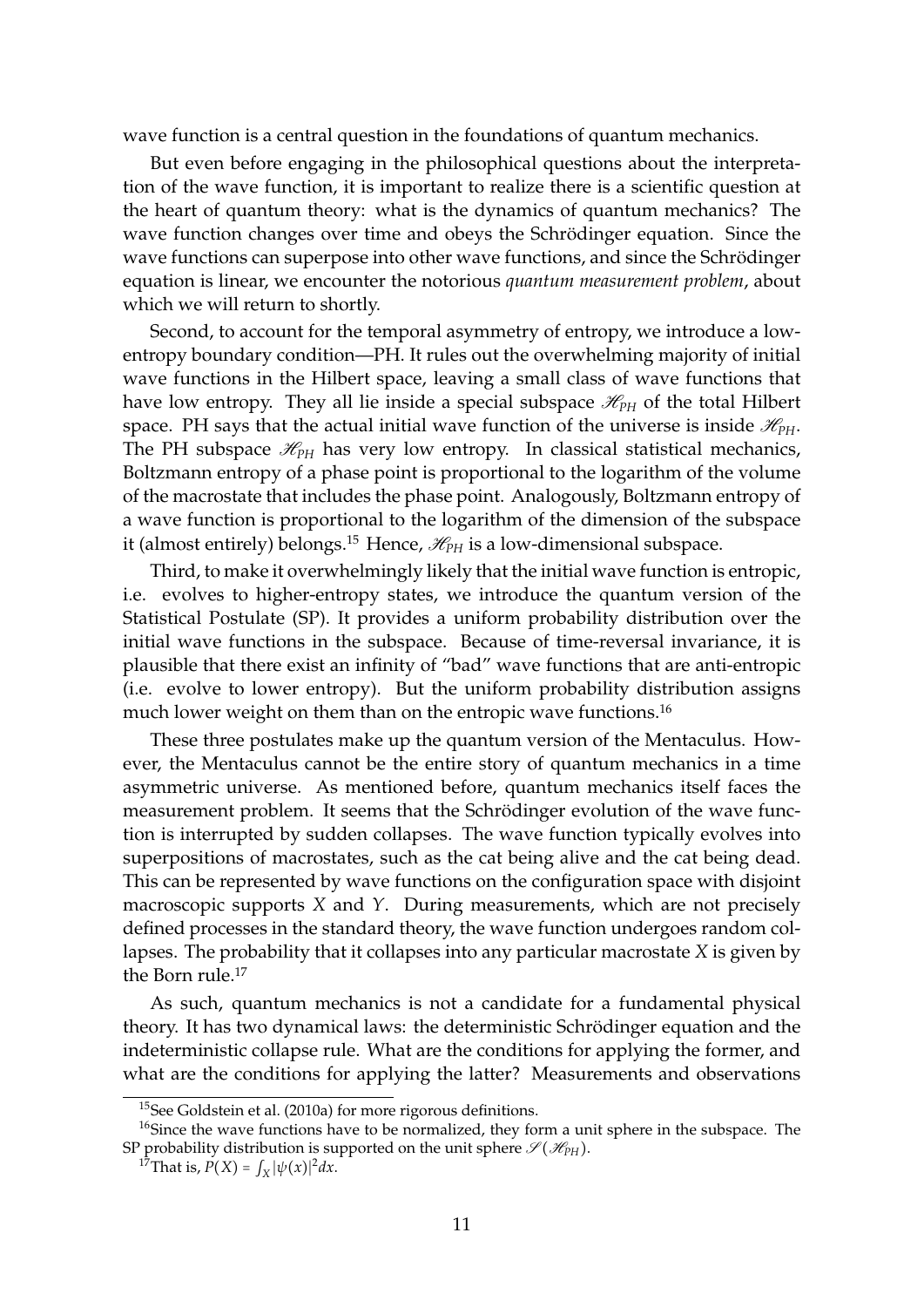wave function is a central question in the foundations of quantum mechanics.

But even before engaging in the philosophical questions about the interpretation of the wave function, it is important to realize there is a scientific question at the heart of quantum theory: what is the dynamics of quantum mechanics? The wave function changes over time and obeys the Schrödinger equation. Since the wave functions can superpose into other wave functions, and since the Schrödinger equation is linear, we encounter the notorious *quantum measurement problem*, about which we will return to shortly.

Second, to account for the temporal asymmetry of entropy, we introduce a low-entropy boundary condition—PH. It rules out the overwhelming majority of initial wave functions in the Hilbert space, leaving a small class of wave functions that have low entropy. They all lie inside a special subspace $\mathscr{H}_{PH}$ of the total Hilbert space. PH says that the actual initial wave function of the universe is inside $\mathscr{H}_{PH}$. The PH subspace $\mathscr{H}_{PH}$ has very low entropy. In classical statistical mechanics, Boltzmann entropy of a phase point is proportional to the logarithm of the volume of the macrostate that includes the phase point. Analogously, Boltzmann entropy of a wave function is proportional to the logarithm of the dimension of the subspace it (almost entirely) belongs.[15] Hence, $\mathscr{H}_{PH}$ is a low-dimensional subspace.

Third, to make it overwhelmingly likely that the initial wave function is entropic, i.e. evolves to higher-entropy states, we introduce the quantum version of the Statistical Postulate (SP). It provides a uniform probability distribution over the initial wave functions in the subspace. Because of time-reversal invariance, it is plausible that there exist an infinity of "bad" wave functions that are anti-entropic (i.e. evolve to lower entropy). But the uniform probability distribution assigns much lower weight on them than on the entropic wave functions.[16]

These three postulates make up the quantum version of the Mentaculus. However, the Mentaculus cannot be the entire story of quantum mechanics in a time asymmetric universe. As mentioned before, quantum mechanics itself faces the measurement problem. It seems that the Schrödinger evolution of the wave function is interrupted by sudden collapses. The wave function typically evolves into superpositions of macrostates, such as the cat being alive and the cat being dead. This can be represented by wave functions on the configuration space with disjoint macroscopic supports $X$ and $Y$. During measurements, which are not precisely defined processes in the standard theory, the wave function undergoes random collapses. The probability that it collapses into any particular macrostate $X$ is given by the Born rule.[17]

As such, quantum mechanics is not a candidate for a fundamental physical theory. It has two dynamical laws: the deterministic Schrödinger equation and the indeterministic collapse rule. What are the conditions for applying the former, and what are the conditions for applying the latter? Measurements and observations

[15] See Goldstein et al. (2010a) for more rigorous definitions.

[16] Since the wave functions have to be normalized, they form a unit sphere in the subspace. The SP probability distribution is supported on the unit sphere $\mathscr{S}(\mathscr{H}_{PH})$.

[17] That is, $P(X) = \int_X |\psi(x)|^2 dx$.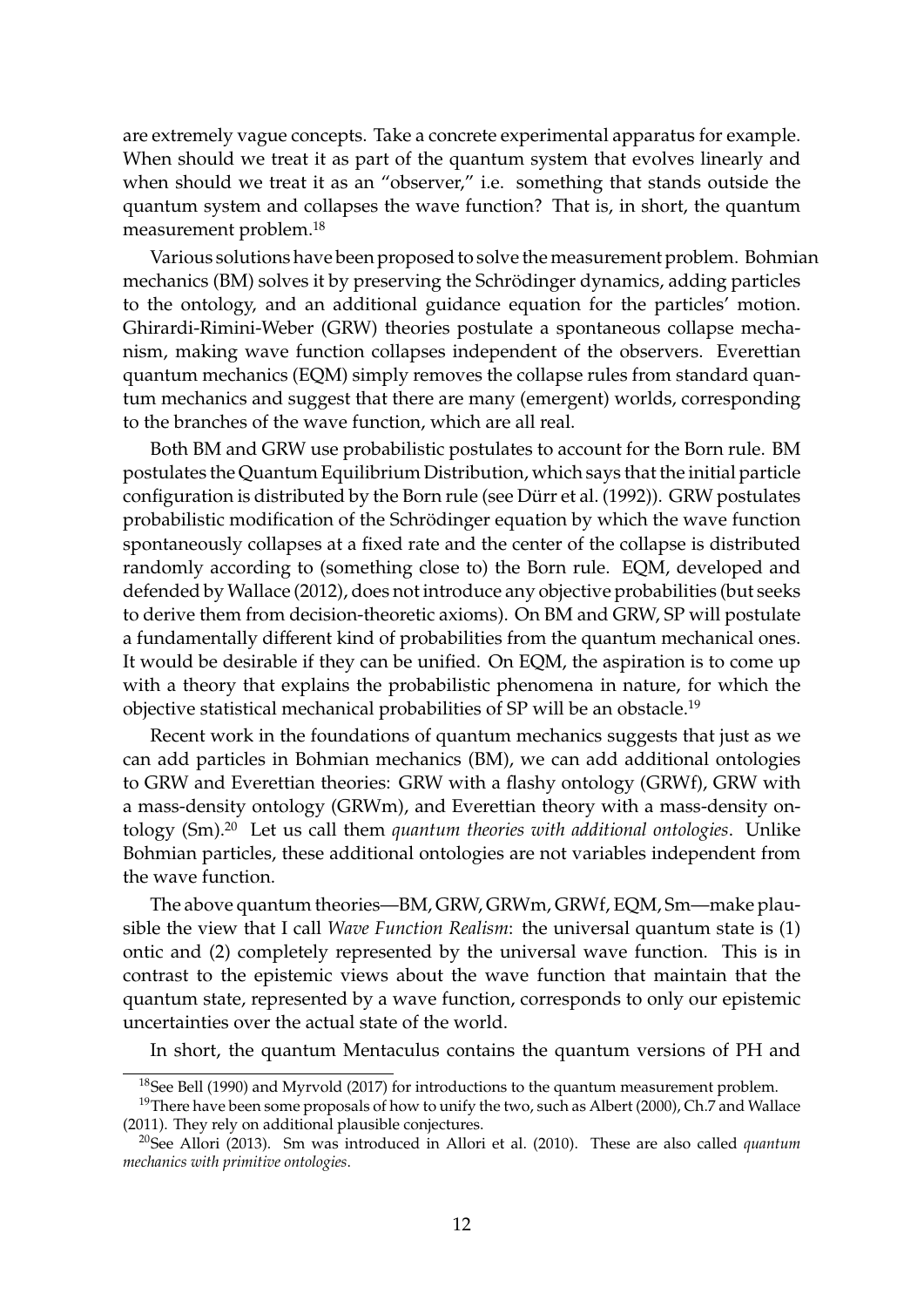are extremely vague concepts. Take a concrete experimental apparatus for example. When should we treat it as part of the quantum system that evolves linearly and when should we treat it as an "observer," i.e. something that stands outside the quantum system and collapses the wave function? That is, in short, the quantum measurement problem.[18]

Various solutions have been proposed to solve the measurement problem. Bohmian mechanics (BM) solves it by preserving the Schrödinger dynamics, adding particles to the ontology, and an additional guidance equation for the particles' motion. Ghirardi-Rimini-Weber (GRW) theories postulate a spontaneous collapse mechanism, making wave function collapses independent of the observers. Everettian quantum mechanics (EQM) simply removes the collapse rules from standard quantum mechanics and suggest that there are many (emergent) worlds, corresponding to the branches of the wave function, which are all real.

Both BM and GRW use probabilistic postulates to account for the Born rule. BM postulates the Quantum Equilibrium Distribution, which says that the initial particle configuration is distributed by the Born rule (see Dürr et al. (1992)). GRW postulates probabilistic modification of the Schrödinger equation by which the wave function spontaneously collapses at a fixed rate and the center of the collapse is distributed randomly according to (something close to) the Born rule. EQM, developed and defended by Wallace (2012), does not introduce any objective probabilities (but seeks to derive them from decision-theoretic axioms). On BM and GRW, SP will postulate a fundamentally different kind of probabilities from the quantum mechanical ones. It would be desirable if they can be unified. On EQM, the aspiration is to come up with a theory that explains the probabilistic phenomena in nature, for which the objective statistical mechanical probabilities of SP will be an obstacle.[19]

Recent work in the foundations of quantum mechanics suggests that just as we can add particles in Bohmian mechanics (BM), we can add additional ontologies to GRW and Everettian theories: GRW with a flashy ontology (GRWf), GRW with a mass-density ontology (GRWm), and Everettian theory with a mass-density ontology (Sm).[20] Let us call them *quantum theories with additional ontologies*. Unlike Bohmian particles, these additional ontologies are not variables independent from the wave function.

The above quantum theories—BM, GRW, GRWm, GRWf, EQM, Sm—make plausible the view that I call *Wave Function Realism*: the universal quantum state is (1) ontic and (2) completely represented by the universal wave function. This is in contrast to the epistemic views about the wave function that maintain that the quantum state, represented by a wave function, corresponds to only our epistemic uncertainties over the actual state of the world.

In short, the quantum Mentaculus contains the quantum versions of PH and

[18] See Bell (1990) and Myrvold (2017) for introductions to the quantum measurement problem.

[19] There have been some proposals of how to unify the two, such as Albert (2000), Ch.7 and Wallace (2011). They rely on additional plausible conjectures.

[20] See Allori (2013). Sm was introduced in Allori et al. (2010). These are also called *quantum mechanics with primitive ontologies*.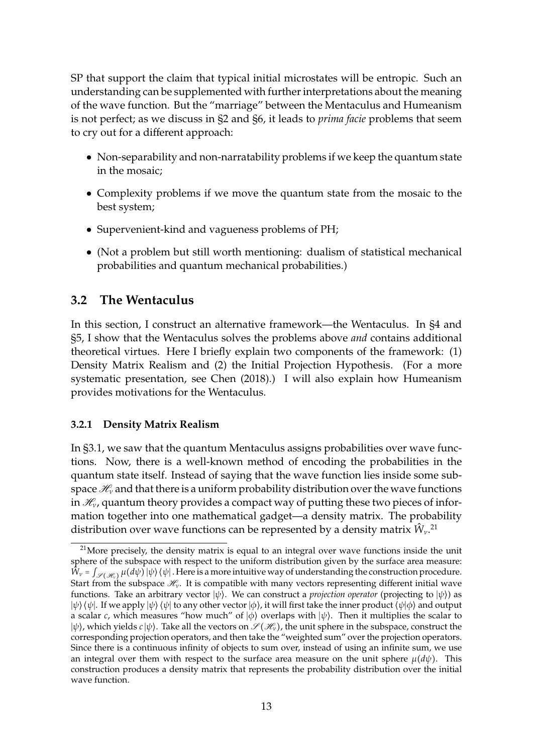SP that support the claim that typical initial microstates will be entropic. Such an understanding can be supplemented with further interpretations about the meaning of the wave function. But the "marriage" between the Mentaculus and Humeanism is not perfect; as we discuss in §2 and §6, it leads to *prima facie* problems that seem to cry out for a different approach:

- Non-separability and non-narratability problems if we keep the quantum state in the mosaic;
- Complexity problems if we move the quantum state from the mosaic to the best system;
- Supervenient-kind and vagueness problems of PH;
- (Not a problem but still worth mentioning: dualism of statistical mechanical probabilities and quantum mechanical probabilities.)

## 3.2 The Wentaculus

In this section, I construct an alternative framework—the Wentaculus. In §4 and §5, I show that the Wentaculus solves the problems above *and* contains additional theoretical virtues. Here I briefly explain two components of the framework: (1) Density Matrix Realism and (2) the Initial Projection Hypothesis. (For a more systematic presentation, see Chen (2018).) I will also explain how Humeanism provides motivations for the Wentaculus.

### 3.2.1 Density Matrix Realism

In §3.1, we saw that the quantum Mentaculus assigns probabilities over wave functions. Now, there is a well-known method of encoding the probabilities in the quantum state itself. Instead of saying that the wave function lies inside some subspace $\mathscr{H}_\nu$ and that there is a uniform probability distribution over the wave functions in $\mathscr{H}_\nu$, quantum theory provides a compact way of putting these two pieces of information together into one mathematical gadget—a density matrix. The probability distribution over wave functions can be represented by a density matrix $\hat{W}_\nu$.[21]

[21] More precisely, the density matrix is equal to an integral over wave functions inside the unit sphere of the subspace with respect to the uniform distribution given by the surface area measure: $\hat{W}_\nu = \int_{\mathscr{S}(\mathscr{H}_\nu)} \mu(d\psi) |\psi\rangle\langle\psi|$. Here is a more intuitive way of understanding the construction procedure. Start from the subspace $\mathscr{H}_\nu$. It is compatible with many vectors representing different initial wave functions. Take an arbitrary vector $|\psi\rangle$. We can construct a *projection operator* (projecting to $|\psi\rangle$) as $|\psi\rangle\langle\psi|$. If we apply $|\psi\rangle\langle\psi|$ to any other vector $|\phi\rangle$, it will first take the inner product $\langle\psi|\phi\rangle$ and output a scalar $c$, which measures "how much" of $|\phi\rangle$ overlaps with $|\psi\rangle$. Then it multiplies the scalar to $|\psi\rangle$, which yields $c|\psi\rangle$. Take all the vectors on $\mathscr{S}(\mathscr{H}_\nu)$, the unit sphere in the subspace, construct the corresponding projection operators, and then take the "weighted sum" over the projection operators. Since there is a continuous infinity of objects to sum over, instead of using an infinite sum, we use an integral over them with respect to the surface area measure on the unit sphere $\mu(d\psi)$. This construction produces a density matrix that represents the probability distribution over the initial wave function.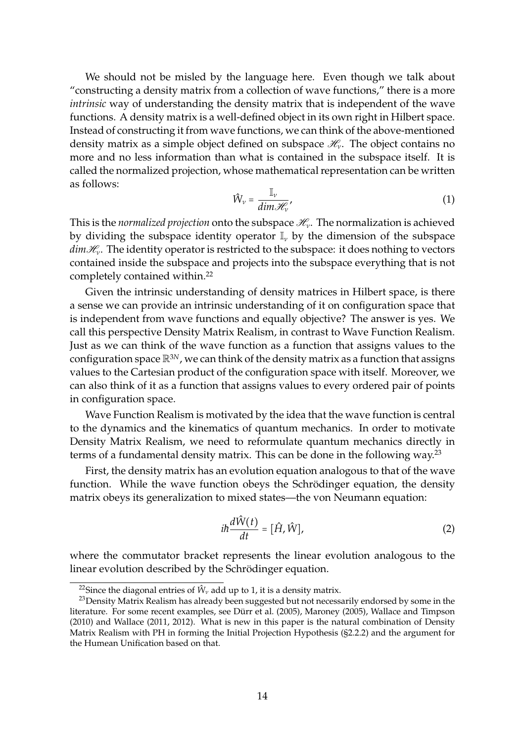We should not be misled by the language here. Even though we talk about "constructing a density matrix from a collection of wave functions," there is a more *intrinsic* way of understanding the density matrix that is independent of the wave functions. A density matrix is a well-defined object in its own right in Hilbert space. Instead of constructing it from wave functions, we can think of the above-mentioned density matrix as a simple object defined on subspace $\mathscr{H}_\nu$. The object contains no more and no less information than what is contained in the subspace itself. It is called the normalized projection, whose mathematical representation can be written as follows:

$$\hat{W}_\nu = \frac{\mathbb{I}_\nu}{dim \mathscr{H}_\nu}, \tag{1}$$

This is the *normalized projection* onto the subspace $\mathscr{H}_\nu$. The normalization is achieved by dividing the subspace identity operator $\mathbb{I}_\nu$ by the dimension of the subspace $dim\mathscr{H}_\nu$. The identity operator is restricted to the subspace: it does nothing to vectors contained inside the subspace and projects into the subspace everything that is not completely contained within.[22]

Given the intrinsic understanding of density matrices in Hilbert space, is there a sense we can provide an intrinsic understanding of it on configuration space that is independent from wave functions and equally objective? The answer is yes. We call this perspective Density Matrix Realism, in contrast to Wave Function Realism. Just as we can think of the wave function as a function that assigns values to the configuration space $\mathbb{R}^{3N}$, we can think of the density matrix as a function that assigns values to the Cartesian product of the configuration space with itself. Moreover, we can also think of it as a function that assigns values to every ordered pair of points in configuration space.

Wave Function Realism is motivated by the idea that the wave function is central to the dynamics and the kinematics of quantum mechanics. In order to motivate Density Matrix Realism, we need to reformulate quantum mechanics directly in terms of a fundamental density matrix. This can be done in the following way.[23]

First, the density matrix has an evolution equation analogous to that of the wave function. While the wave function obeys the Schrödinger equation, the density matrix obeys its generalization to mixed states—the von Neumann equation:

$$i\hbar \frac{d\hat{W}(t)}{dt} = [\hat{H}, \hat{W}], \tag{2}$$

where the commutator bracket represents the linear evolution analogous to the linear evolution described by the Schrödinger equation.

---

[22] Since the diagonal entries of $\hat{W}_\nu$ add up to 1, it is a density matrix.

[23] Density Matrix Realism has already been suggested but not necessarily endorsed by some in the literature. For some recent examples, see Dürr et al. (2005), Maroney (2005), Wallace and Timpson (2010) and Wallace (2011, 2012). What is new in this paper is the natural combination of Density Matrix Realism with PH in forming the Initial Projection Hypothesis (§2.2.2) and the argument for the Humean Unification based on that.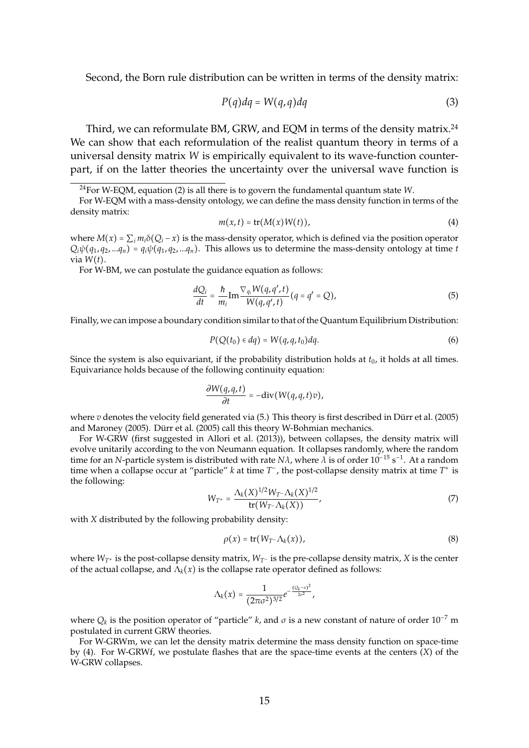Second, the Born rule distribution can be written in terms of the density matrix:

$$P(q)dq = W(q,q)dq \tag{3}$$

Third, we can reformulate BM, GRW, and EQM in terms of the density matrix.[24] We can show that each reformulation of the realist quantum theory in terms of a universal density matrix $W$ is empirically equivalent to its wave-function counterpart, if on the latter theories the uncertainty over the universal wave function is

---

[24] For W-EQM, equation (2) is all there is to govern the fundamental quantum state $W$.

For W-EQM with a mass-density ontology, we can define the mass density function in terms of the density matrix:

$$m(x,t) = \text{tr}(M(x)W(t)), \tag{4}$$

where $M(x) = \sum_i m_i \delta(Q_i - x)$ is the mass-density operator, which is defined via the position operator $Q_i\psi(q_1, q_2, ...q_n) = q_i\psi(q_1, q_2, ...q_n)$. This allows us to determine the mass-density ontology at time $t$ via $W(t)$.

For W-BM, we can postulate the guidance equation as follows:

$$\frac{dQ_i}{dt} = \frac{\hbar}{m_i}\text{Im}\frac{\nabla_{q_i} W(q,q',t)}{W(q,q',t)}(q = q' = Q), \tag{5}$$

Finally, we can impose a boundary condition similar to that of the Quantum Equilibrium Distribution:

$$P(Q(t_0) \in dq) = W(q,q,t_0)dq. \tag{6}$$

Since the system is also equivariant, if the probability distribution holds at $t_0$, it holds at all times. Equivariance holds because of the following continuity equation:

$$\frac{\partial W(q,q,t)}{\partial t} = -\text{div}(W(q,q,t)v),$$

where $v$ denotes the velocity field generated via (5.) This theory is first described in Dürr et al. (2005) and Maroney (2005). Dürr et al. (2005) call this theory W-Bohmian mechanics.

For W-GRW (first suggested in Allori et al. (2013)), between collapses, the density matrix will evolve unitarily according to the von Neumann equation. It collapses randomly, where the random time for an $N$-particle system is distributed with rate $N\lambda$, where $\lambda$ is of order $10^{-15}$ s$^{-1}$. At a random time when a collapse occur at "particle" $k$ at time $T^-$, the post-collapse density matrix at time $T^+$ is the following:

$$W_{T^+} = \frac{\Lambda_k(X)^{1/2} W_{T^-} \Lambda_k(X)^{1/2}}{\text{tr}(W_{T^-}\Lambda_k(X))}, \tag{7}$$

with $X$ distributed by the following probability density:

$$\rho(x) = \text{tr}(W_{T^-}\Lambda_k(x)), \tag{8}$$

where $W_{T^+}$ is the post-collapse density matrix, $W_{T^-}$ is the pre-collapse density matrix, $X$ is the center of the actual collapse, and $\Lambda_k(x)$ is the collapse rate operator defined as follows:

$$\Lambda_k(x) = \frac{1}{(2\pi\sigma^2)^{3/2}} e^{-\frac{(Q_k - x)^2}{2\sigma^2}},$$

where $Q_k$ is the position operator of "particle" $k$, and $\sigma$ is a new constant of nature of order $10^{-7}$ m postulated in current GRW theories.

For W-GRWm, we can let the density matrix determine the mass density function on space-time by (4). For W-GRWf, we postulate flashes that are the space-time events at the centers ($X$) of the W-GRW collapses.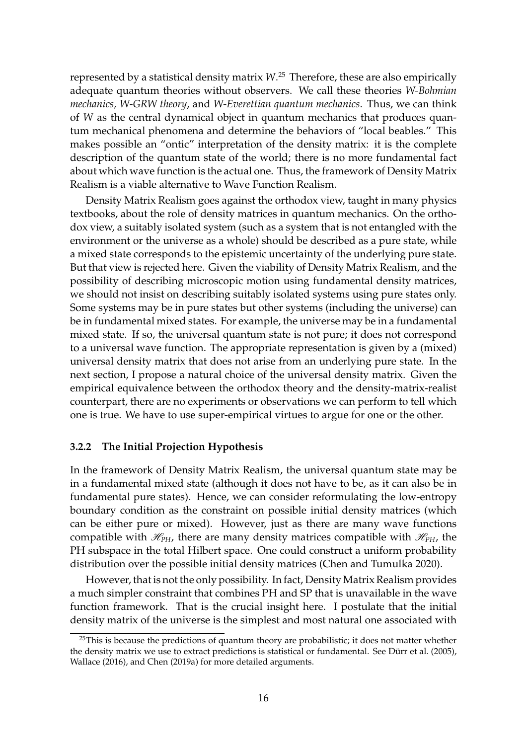represented by a statistical density matrix $W$.[25] Therefore, these are also empirically adequate quantum theories without observers. We call these theories *W-Bohmian mechanics, W-GRW theory*, and *W-Everettian quantum mechanics*. Thus, we can think of $W$ as the central dynamical object in quantum mechanics that produces quantum mechanical phenomena and determine the behaviors of "local beables." This makes possible an "ontic" interpretation of the density matrix: it is the complete description of the quantum state of the world; there is no more fundamental fact about which wave function is the actual one. Thus, the framework of Density Matrix Realism is a viable alternative to Wave Function Realism.

Density Matrix Realism goes against the orthodox view, taught in many physics textbooks, about the role of density matrices in quantum mechanics. On the orthodox view, a suitably isolated system (such as a system that is not entangled with the environment or the universe as a whole) should be described as a pure state, while a mixed state corresponds to the epistemic uncertainty of the underlying pure state. But that view is rejected here. Given the viability of Density Matrix Realism, and the possibility of describing microscopic motion using fundamental density matrices, we should not insist on describing suitably isolated systems using pure states only. Some systems may be in pure states but other systems (including the universe) can be in fundamental mixed states. For example, the universe may be in a fundamental mixed state. If so, the universal quantum state is not pure; it does not correspond to a universal wave function. The appropriate representation is given by a (mixed) universal density matrix that does not arise from an underlying pure state. In the next section, I propose a natural choice of the universal density matrix. Given the empirical equivalence between the orthodox theory and the density-matrix-realist counterpart, there are no experiments or observations we can perform to tell which one is true. We have to use super-empirical virtues to argue for one or the other.

### 3.2.2 The Initial Projection Hypothesis

In the framework of Density Matrix Realism, the universal quantum state may be in a fundamental mixed state (although it does not have to be, as it can also be in fundamental pure states). Hence, we can consider reformulating the low-entropy boundary condition as the constraint on possible initial density matrices (which can be either pure or mixed). However, just as there are many wave functions compatible with $\mathscr{H}_{PH}$, there are many density matrices compatible with $\mathscr{H}_{PH}$, the PH subspace in the total Hilbert space. One could construct a uniform probability distribution over the possible initial density matrices (Chen and Tumulka 2020).

However, that is not the only possibility. In fact, Density Matrix Realism provides a much simpler constraint that combines PH and SP that is unavailable in the wave function framework. That is the crucial insight here. I postulate that the initial density matrix of the universe is the simplest and most natural one associated with

[25] This is because the predictions of quantum theory are probabilistic; it does not matter whether the density matrix we use to extract predictions is statistical or fundamental. See Dürr et al. (2005), Wallace (2016), and Chen (2019a) for more detailed arguments.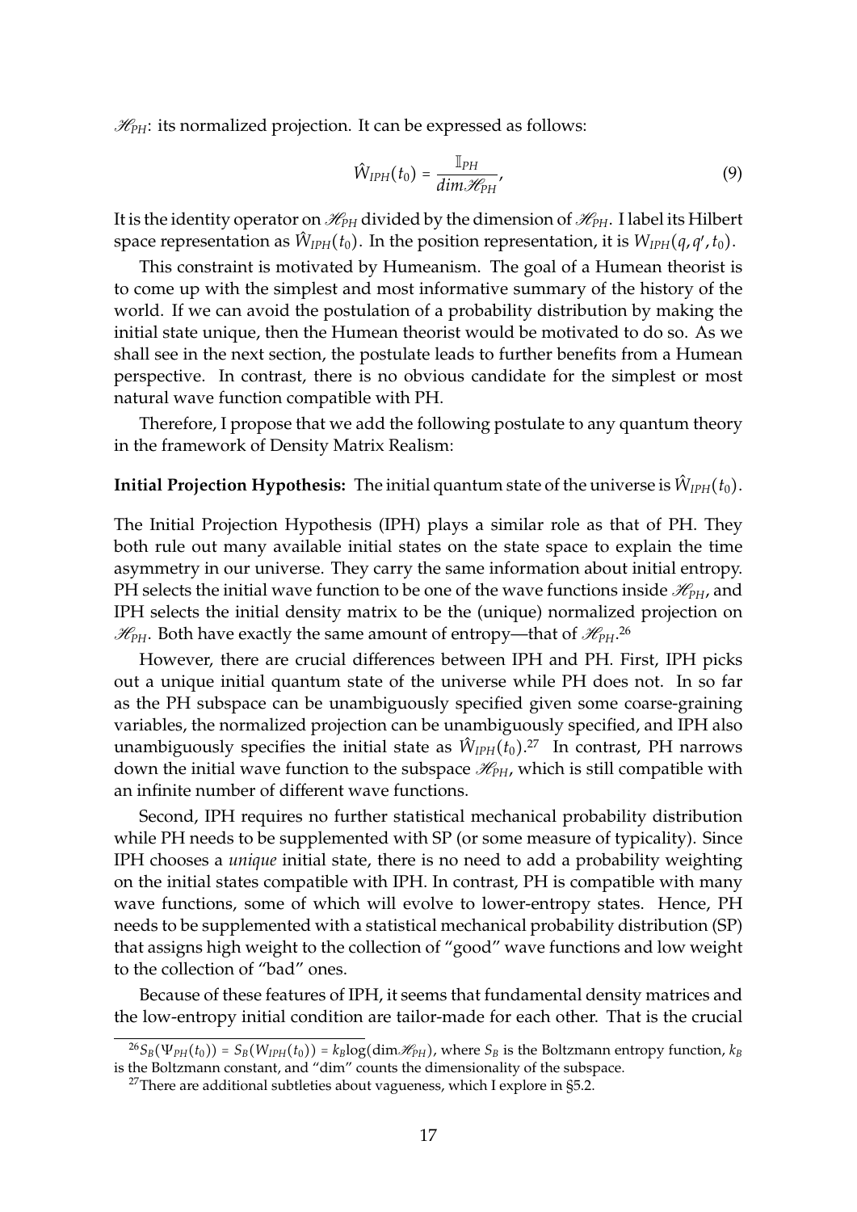$\mathscr{H}_{PH}$: its normalized projection. It can be expressed as follows:

$$\hat{W}_{IPH}(t_0) = \frac{\mathbb{I}_{PH}}{dim\mathscr{H}_{PH}}, \tag{9}$$

It is the identity operator on $\mathscr{H}_{PH}$ divided by the dimension of $\mathscr{H}_{PH}$. I label its Hilbert space representation as $\hat{W}_{IPH}(t_0)$. In the position representation, it is $W_{IPH}(q, q', t_0)$.

This constraint is motivated by Humeanism. The goal of a Humean theorist is to come up with the simplest and most informative summary of the history of the world. If we can avoid the postulation of a probability distribution by making the initial state unique, then the Humean theorist would be motivated to do so. As we shall see in the next section, the postulate leads to further benefits from a Humean perspective. In contrast, there is no obvious candidate for the simplest or most natural wave function compatible with PH.

Therefore, I propose that we add the following postulate to any quantum theory in the framework of Density Matrix Realism:

**Initial Projection Hypothesis:** The initial quantum state of the universe is $\hat{W}_{IPH}(t_0)$.

The Initial Projection Hypothesis (IPH) plays a similar role as that of PH. They both rule out many available initial states on the state space to explain the time asymmetry in our universe. They carry the same information about initial entropy. PH selects the initial wave function to be one of the wave functions inside $\mathscr{H}_{PH}$, and IPH selects the initial density matrix to be the (unique) normalized projection on $\mathscr{H}_{PH}$. Both have exactly the same amount of entropy—that of $\mathscr{H}_{PH}$.[26]

However, there are crucial differences between IPH and PH. First, IPH picks out a unique initial quantum state of the universe while PH does not. In so far as the PH subspace can be unambiguously specified given some coarse-graining variables, the normalized projection can be unambiguously specified, and IPH also unambiguously specifies the initial state as $\hat{W}_{IPH}(t_0)$.[27] In contrast, PH narrows down the initial wave function to the subspace $\mathscr{H}_{PH}$, which is still compatible with an infinite number of different wave functions.

Second, IPH requires no further statistical mechanical probability distribution while PH needs to be supplemented with SP (or some measure of typicality). Since IPH chooses a *unique* initial state, there is no need to add a probability weighting on the initial states compatible with IPH. In contrast, PH is compatible with many wave functions, some of which will evolve to lower-entropy states. Hence, PH needs to be supplemented with a statistical mechanical probability distribution (SP) that assigns high weight to the collection of "good" wave functions and low weight to the collection of "bad" ones.

Because of these features of IPH, it seems that fundamental density matrices and the low-entropy initial condition are tailor-made for each other. That is the crucial

[26] $S_B(\Psi_{PH}(t_0)) = S_B(W_{IPH}(t_0)) = k_B \log(\dim\mathscr{H}_{PH})$, where $S_B$ is the Boltzmann entropy function, $k_B$ is the Boltzmann constant, and "dim" counts the dimensionality of the subspace.

[27] There are additional subtleties about vagueness, which I explore in §5.2.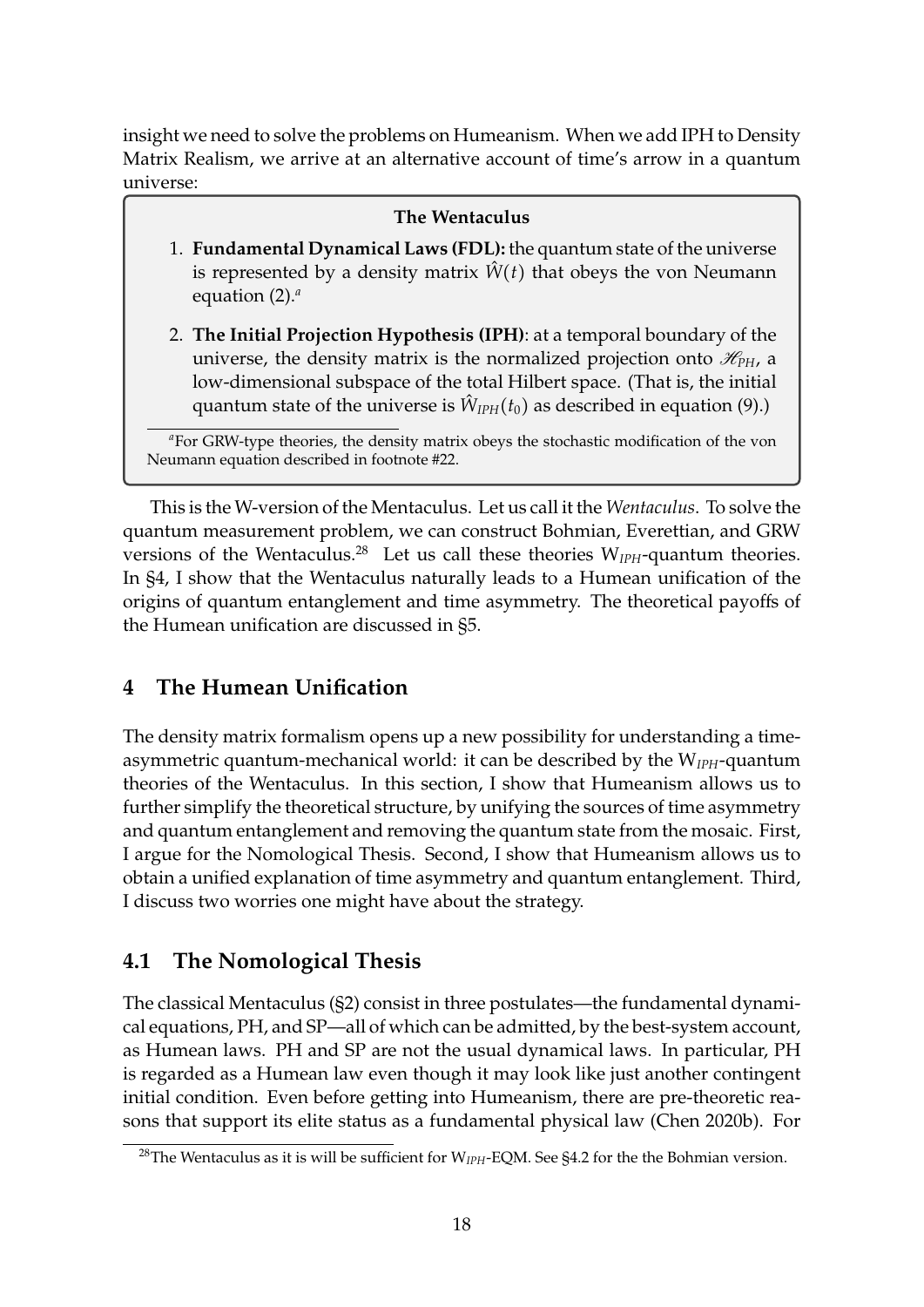insight we need to solve the problems on Humeanism. When we add IPH to Density Matrix Realism, we arrive at an alternative account of time's arrow in a quantum universe:

> **The Wentaculus**
>
> 1. **Fundamental Dynamical Laws (FDL):** the quantum state of the universe is represented by a density matrix $\hat{W}(t)$ that obeys the von Neumann equation (2).[a]
>
> 2. **The Initial Projection Hypothesis (IPH)**: at a temporal boundary of the universe, the density matrix is the normalized projection onto $\mathscr{H}_{PH}$, a low-dimensional subspace of the total Hilbert space. (That is, the initial quantum state of the universe is $\hat{W}_{IPH}(t_0)$ as described in equation (9).)
>
> [a] For GRW-type theories, the density matrix obeys the stochastic modification of the von Neumann equation described in footnote #22.

This is the W-version of the Mentaculus. Let us call it the *Wentaculus*. To solve the quantum measurement problem, we can construct Bohmian, Everettian, and GRW versions of the Wentaculus.[28] Let us call these theories $W_{IPH}$-quantum theories. In §4, I show that the Wentaculus naturally leads to a Humean unification of the origins of quantum entanglement and time asymmetry. The theoretical payoffs of the Humean unification are discussed in §5.

## 4 The Humean Unification

The density matrix formalism opens up a new possibility for understanding a time-asymmetric quantum-mechanical world: it can be described by the $W_{IPH}$-quantum theories of the Wentaculus. In this section, I show that Humeanism allows us to further simplify the theoretical structure, by unifying the sources of time asymmetry and quantum entanglement and removing the quantum state from the mosaic. First, I argue for the Nomological Thesis. Second, I show that Humeanism allows us to obtain a unified explanation of time asymmetry and quantum entanglement. Third, I discuss two worries one might have about the strategy.

### 4.1 The Nomological Thesis

The classical Mentaculus (§2) consist in three postulates—the fundamental dynamical equations, PH, and SP—all of which can be admitted, by the best-system account, as Humean laws. PH and SP are not the usual dynamical laws. In particular, PH is regarded as a Humean law even though it may look like just another contingent initial condition. Even before getting into Humeanism, there are pre-theoretic reasons that support its elite status as a fundamental physical law (Chen 2020b). For

[28] The Wentaculus as it is will be sufficient for $W_{IPH}$-EQM. See §4.2 for the the Bohmian version.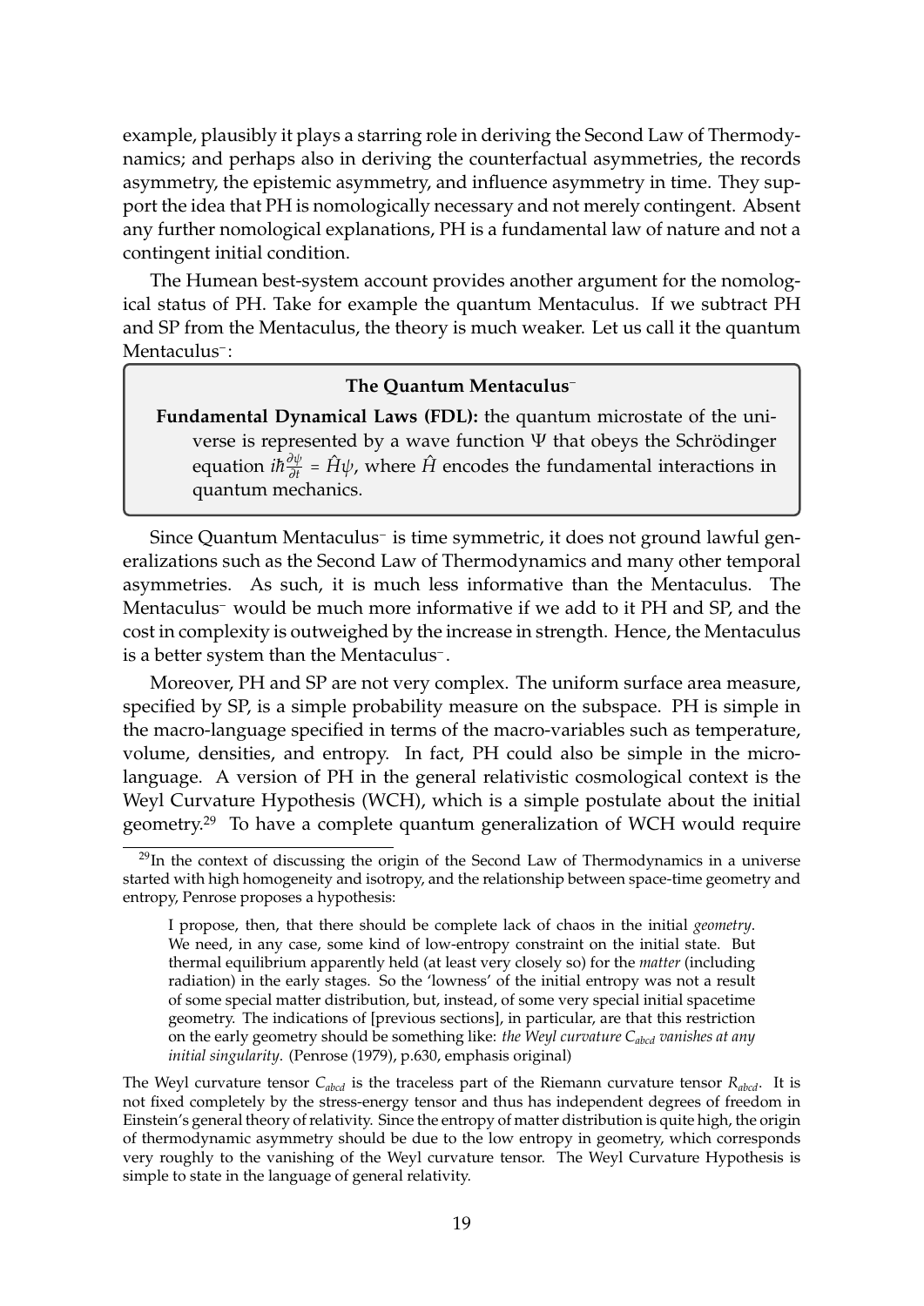example, plausibly it plays a starring role in deriving the Second Law of Thermodynamics; and perhaps also in deriving the counterfactual asymmetries, the records asymmetry, the epistemic asymmetry, and influence asymmetry in time. They support the idea that PH is nomologically necessary and not merely contingent. Absent any further nomological explanations, PH is a fundamental law of nature and not a contingent initial condition.

The Humean best-system account provides another argument for the nomological status of PH. Take for example the quantum Mentaculus. If we subtract PH and SP from the Mentaculus, the theory is much weaker. Let us call it the quantum Mentaculus$^-$:

> **The Quantum Mentaculus$^-$**
>
> **Fundamental Dynamical Laws (FDL):** the quantum microstate of the universe is represented by a wave function $\Psi$ that obeys the Schrödinger equation $i\hbar\frac{\partial\psi}{\partial t} = \hat{H}\psi$, where $\hat{H}$ encodes the fundamental interactions in quantum mechanics.

Since Quantum Mentaculus$^-$ is time symmetric, it does not ground lawful generalizations such as the Second Law of Thermodynamics and many other temporal asymmetries. As such, it is much less informative than the Mentaculus. The Mentaculus$^-$ would be much more informative if we add to it PH and SP, and the cost in complexity is outweighed by the increase in strength. Hence, the Mentaculus is a better system than the Mentaculus$^-$.

Moreover, PH and SP are not very complex. The uniform surface area measure, specified by SP, is a simple probability measure on the subspace. PH is simple in the macro-language specified in terms of the macro-variables such as temperature, volume, densities, and entropy. In fact, PH could also be simple in the micro-language. A version of PH in the general relativistic cosmological context is the Weyl Curvature Hypothesis (WCH), which is a simple postulate about the initial geometry.[29] To have a complete quantum generalization of WCH would require

---

[29] In the context of discussing the origin of the Second Law of Thermodynamics in a universe started with high homogeneity and isotropy, and the relationship between space-time geometry and entropy, Penrose proposes a hypothesis:

> I propose, then, that there should be complete lack of chaos in the initial *geometry*. We need, in any case, some kind of low-entropy constraint on the initial state. But thermal equilibrium apparently held (at least very closely so) for the *matter* (including radiation) in the early stages. So the 'lowness' of the initial entropy was not a result of some special matter distribution, but, instead, of some very special initial spacetime geometry. The indications of [previous sections], in particular, are that this restriction on the early geometry should be something like: *the Weyl curvature $C_{abcd}$ vanishes at any initial singularity*. (Penrose (1979), p.630, emphasis original)

The Weyl curvature tensor $C_{abcd}$ is the traceless part of the Riemann curvature tensor $R_{abcd}$. It is not fixed completely by the stress-energy tensor and thus has independent degrees of freedom in Einstein's general theory of relativity. Since the entropy of matter distribution is quite high, the origin of thermodynamic asymmetry should be due to the low entropy in geometry, which corresponds very roughly to the vanishing of the Weyl curvature tensor. The Weyl Curvature Hypothesis is simple to state in the language of general relativity.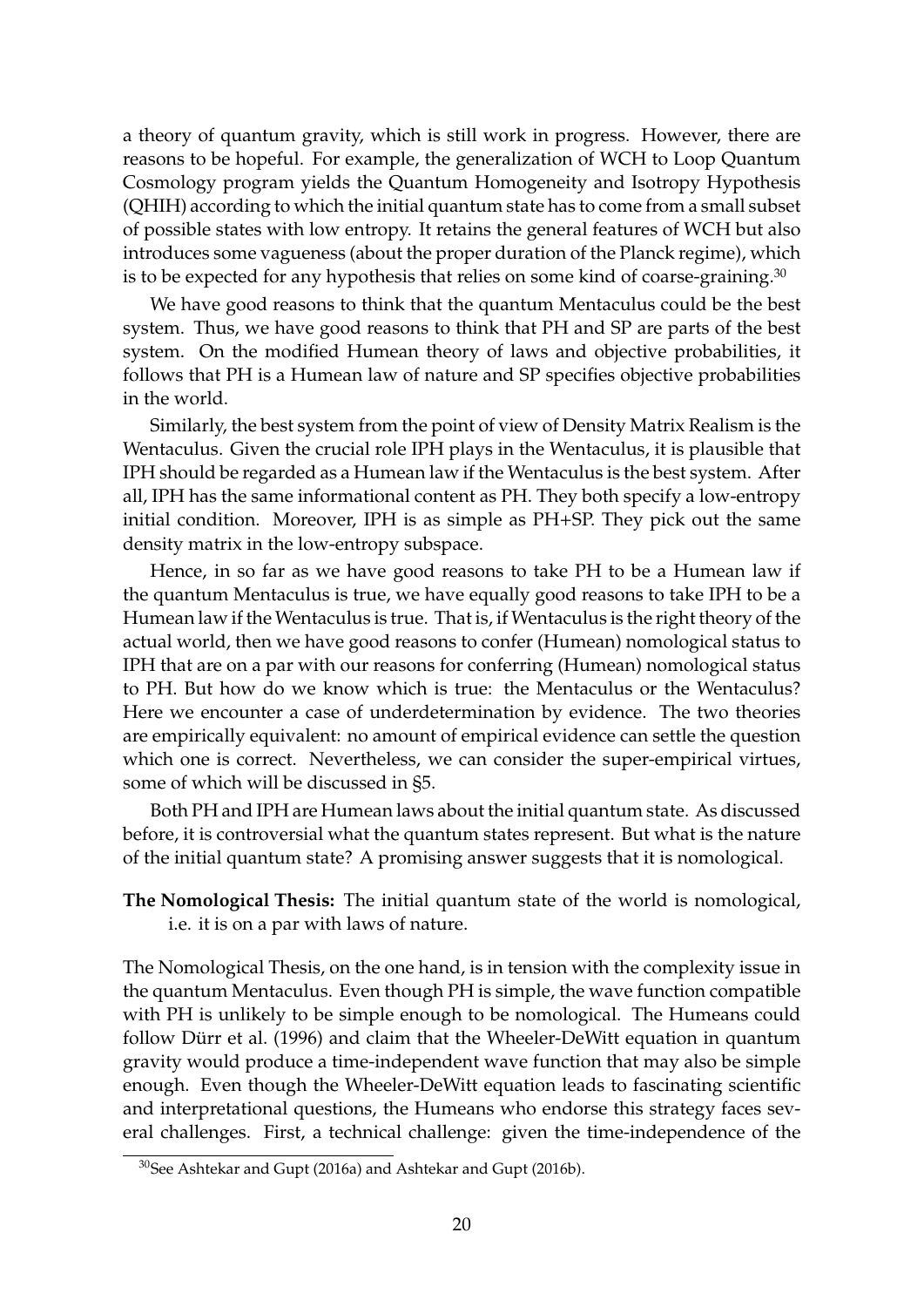a theory of quantum gravity, which is still work in progress. However, there are reasons to be hopeful. For example, the generalization of WCH to Loop Quantum Cosmology program yields the Quantum Homogeneity and Isotropy Hypothesis (QHIH) according to which the initial quantum state has to come from a small subset of possible states with low entropy. It retains the general features of WCH but also introduces some vagueness (about the proper duration of the Planck regime), which is to be expected for any hypothesis that relies on some kind of coarse-graining.[30]

We have good reasons to think that the quantum Mentaculus could be the best system. Thus, we have good reasons to think that PH and SP are parts of the best system. On the modified Humean theory of laws and objective probabilities, it follows that PH is a Humean law of nature and SP specifies objective probabilities in the world.

Similarly, the best system from the point of view of Density Matrix Realism is the Wentaculus. Given the crucial role IPH plays in the Wentaculus, it is plausible that IPH should be regarded as a Humean law if the Wentaculus is the best system. After all, IPH has the same informational content as PH. They both specify a low-entropy initial condition. Moreover, IPH is as simple as PH+SP. They pick out the same density matrix in the low-entropy subspace.

Hence, in so far as we have good reasons to take PH to be a Humean law if the quantum Mentaculus is true, we have equally good reasons to take IPH to be a Humean law if the Wentaculus is true. That is, if Wentaculus is the right theory of the actual world, then we have good reasons to confer (Humean) nomological status to IPH that are on a par with our reasons for conferring (Humean) nomological status to PH. But how do we know which is true: the Mentaculus or the Wentaculus? Here we encounter a case of underdetermination by evidence. The two theories are empirically equivalent: no amount of empirical evidence can settle the question which one is correct. Nevertheless, we can consider the super-empirical virtues, some of which will be discussed in §5.

Both PH and IPH are Humean laws about the initial quantum state. As discussed before, it is controversial what the quantum states represent. But what is the nature of the initial quantum state? A promising answer suggests that it is nomological.

**The Nomological Thesis:** The initial quantum state of the world is nomological, i.e. it is on a par with laws of nature.

The Nomological Thesis, on the one hand, is in tension with the complexity issue in the quantum Mentaculus. Even though PH is simple, the wave function compatible with PH is unlikely to be simple enough to be nomological. The Humeans could follow Dürr et al. (1996) and claim that the Wheeler-DeWitt equation in quantum gravity would produce a time-independent wave function that may also be simple enough. Even though the Wheeler-DeWitt equation leads to fascinating scientific and interpretational questions, the Humeans who endorse this strategy faces several challenges. First, a technical challenge: given the time-independence of the

[30] See Ashtekar and Gupt (2016a) and Ashtekar and Gupt (2016b).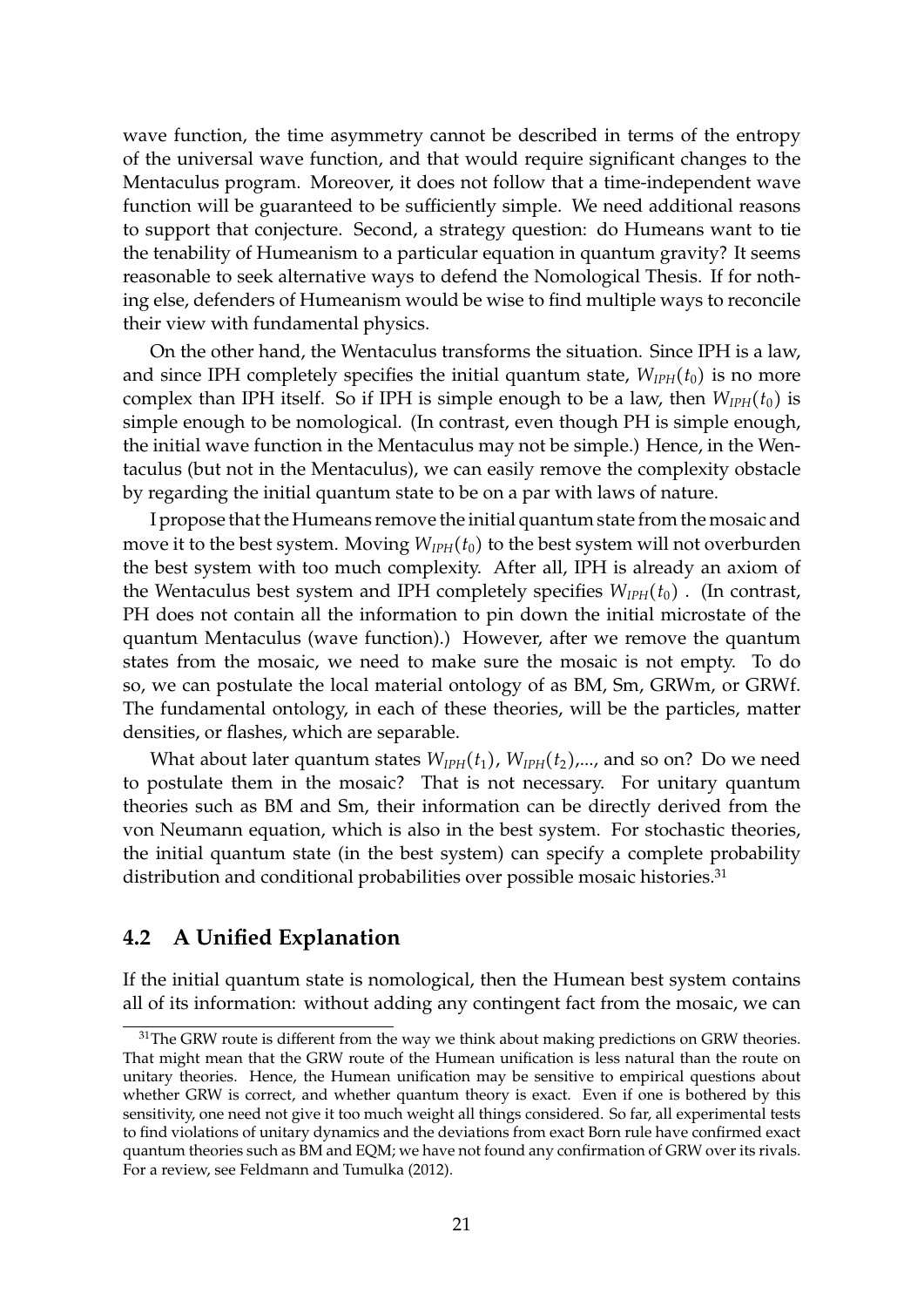wave function, the time asymmetry cannot be described in terms of the entropy of the universal wave function, and that would require significant changes to the Mentaculus program. Moreover, it does not follow that a time-independent wave function will be guaranteed to be sufficiently simple. We need additional reasons to support that conjecture. Second, a strategy question: do Humeans want to tie the tenability of Humeanism to a particular equation in quantum gravity? It seems reasonable to seek alternative ways to defend the Nomological Thesis. If for nothing else, defenders of Humeanism would be wise to find multiple ways to reconcile their view with fundamental physics.

On the other hand, the Wentaculus transforms the situation. Since IPH is a law, and since IPH completely specifies the initial quantum state, $W_{IPH}(t_0)$ is no more complex than IPH itself. So if IPH is simple enough to be a law, then $W_{IPH}(t_0)$ is simple enough to be nomological. (In contrast, even though PH is simple enough, the initial wave function in the Mentaculus may not be simple.) Hence, in the Wentaculus (but not in the Mentaculus), we can easily remove the complexity obstacle by regarding the initial quantum state to be on a par with laws of nature.

I propose that the Humeans remove the initial quantum state from the mosaic and move it to the best system. Moving $W_{IPH}(t_0)$ to the best system will not overburden the best system with too much complexity. After all, IPH is already an axiom of the Wentaculus best system and IPH completely specifies $W_{IPH}(t_0)$ . (In contrast, PH does not contain all the information to pin down the initial microstate of the quantum Mentaculus (wave function).) However, after we remove the quantum states from the mosaic, we need to make sure the mosaic is not empty. To do so, we can postulate the local material ontology of as BM, Sm, GRWm, or GRWf. The fundamental ontology, in each of these theories, will be the particles, matter densities, or flashes, which are separable.

What about later quantum states $W_{IPH}(t_1)$, $W_{IPH}(t_2)$,..., and so on? Do we need to postulate them in the mosaic? That is not necessary. For unitary quantum theories such as BM and Sm, their information can be directly derived from the von Neumann equation, which is also in the best system. For stochastic theories, the initial quantum state (in the best system) can specify a complete probability distribution and conditional probabilities over possible mosaic histories.[31]

## 4.2 A Unified Explanation

If the initial quantum state is nomological, then the Humean best system contains all of its information: without adding any contingent fact from the mosaic, we can

[31] The GRW route is different from the way we think about making predictions on GRW theories. That might mean that the GRW route of the Humean unification is less natural than the route on unitary theories. Hence, the Humean unification may be sensitive to empirical questions about whether GRW is correct, and whether quantum theory is exact. Even if one is bothered by this sensitivity, one need not give it too much weight all things considered. So far, all experimental tests to find violations of unitary dynamics and the deviations from exact Born rule have confirmed exact quantum theories such as BM and EQM; we have not found any confirmation of GRW over its rivals. For a review, see Feldmann and Tumulka (2012).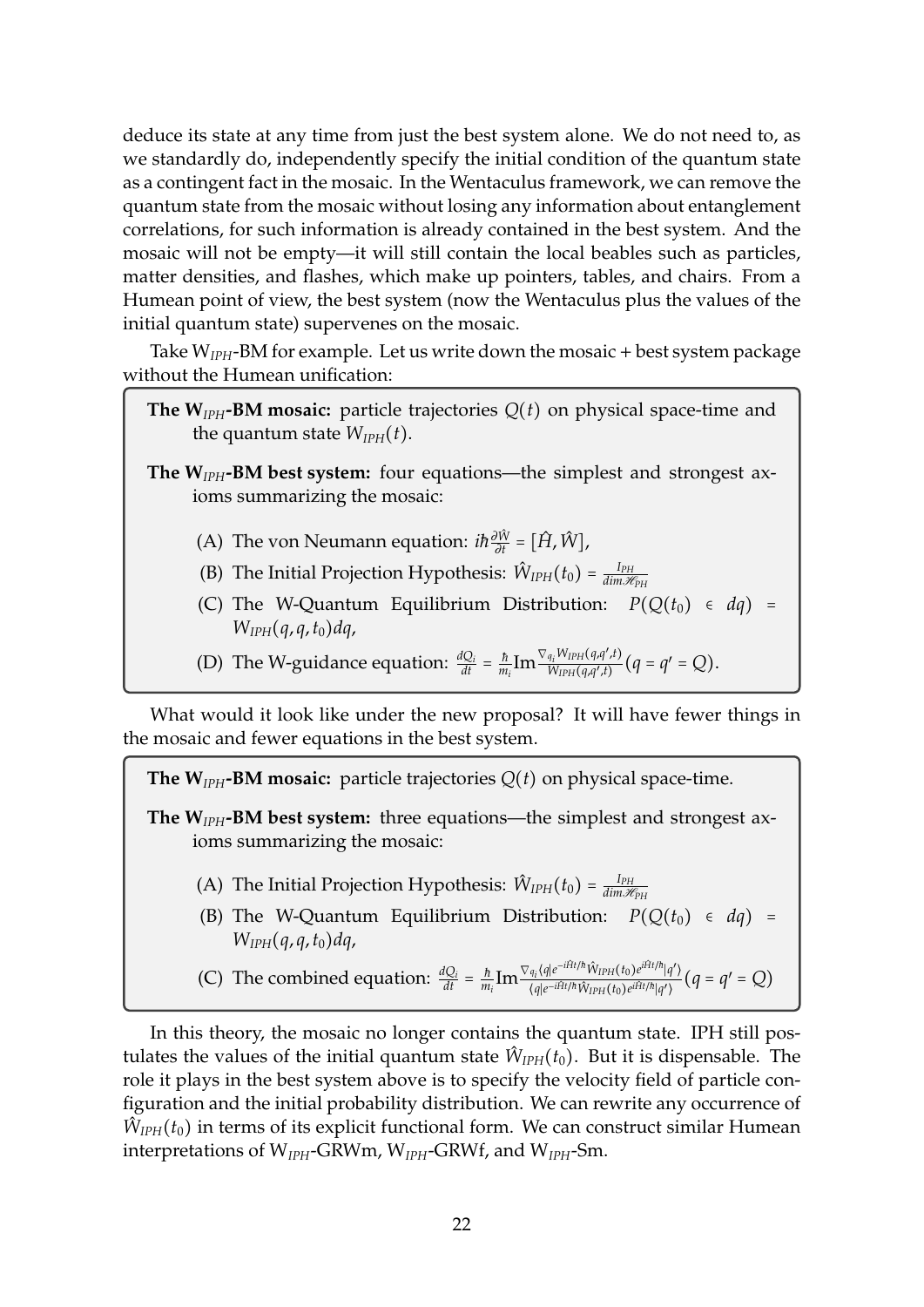deduce its state at any time from just the best system alone. We do not need to, as we standardly do, independently specify the initial condition of the quantum state as a contingent fact in the mosaic. In the Wentaculus framework, we can remove the quantum state from the mosaic without losing any information about entanglement correlations, for such information is already contained in the best system. And the mosaic will not be empty—it will still contain the local beables such as particles, matter densities, and flashes, which make up pointers, tables, and chairs. From a Humean point of view, the best system (now the Wentaculus plus the values of the initial quantum state) supervenes on the mosaic.

Take $W_{IPH}$-BM for example. Let us write down the mosaic + best system package without the Humean unification:

> **The $W_{IPH}$-BM mosaic:** particle trajectories $Q(t)$ on physical space-time and the quantum state $W_{IPH}(t)$.
>
> **The $W_{IPH}$-BM best system:** four equations—the simplest and strongest axioms summarizing the mosaic:
>
> (A) The von Neumann equation: $i\hbar\frac{\partial \hat{W}}{\partial t} = [\hat{H}, \hat{W}]$,
>
> (B) The Initial Projection Hypothesis: $\hat{W}_{IPH}(t_0) = \frac{I_{PH}}{dim \mathscr{H}_{PH}}$
>
> (C) The W-Quantum Equilibrium Distribution: $P(Q(t_0) \in dq) = W_{IPH}(q, q, t_0)dq$,
>
> (D) The W-guidance equation: $\frac{dQ_i}{dt} = \frac{\hbar}{m_i}\text{Im}\frac{\nabla_{q_i} W_{IPH}(q,q',t)}{W_{IPH}(q,q',t)}(q = q' = Q)$.

What would it look like under the new proposal? It will have fewer things in the mosaic and fewer equations in the best system.

> **The $W_{IPH}$-BM mosaic:** particle trajectories $Q(t)$ on physical space-time.
>
> **The $W_{IPH}$-BM best system:** three equations—the simplest and strongest axioms summarizing the mosaic:
>
> (A) The Initial Projection Hypothesis: $\hat{W}_{IPH}(t_0) = \frac{I_{PH}}{dim \mathscr{H}_{PH}}$
>
> (B) The W-Quantum Equilibrium Distribution: $P(Q(t_0) \in dq) = W_{IPH}(q, q, t_0)dq$,
>
> (C) The combined equation: $\frac{dQ_i}{dt} = \frac{\hbar}{m_i}\text{Im}\frac{\nabla_{q_i} \langle q| e^{-i\hat{H}t/\hbar} \hat{W}_{IPH}(t_0) e^{i\hat{H}t/\hbar} |q'\rangle}{\langle q| e^{-i\hat{H}t/\hbar} \hat{W}_{IPH}(t_0) e^{i\hat{H}t/\hbar} |q'\rangle}(q = q' = Q)$

In this theory, the mosaic no longer contains the quantum state. IPH still postulates the values of the initial quantum state $\hat{W}_{IPH}(t_0)$. But it is dispensable. The role it plays in the best system above is to specify the velocity field of particle configuration and the initial probability distribution. We can rewrite any occurrence of $\hat{W}_{IPH}(t_0)$ in terms of its explicit functional form. We can construct similar Humean interpretations of $W_{IPH}$-GRWm, $W_{IPH}$-GRWf, and $W_{IPH}$-Sm.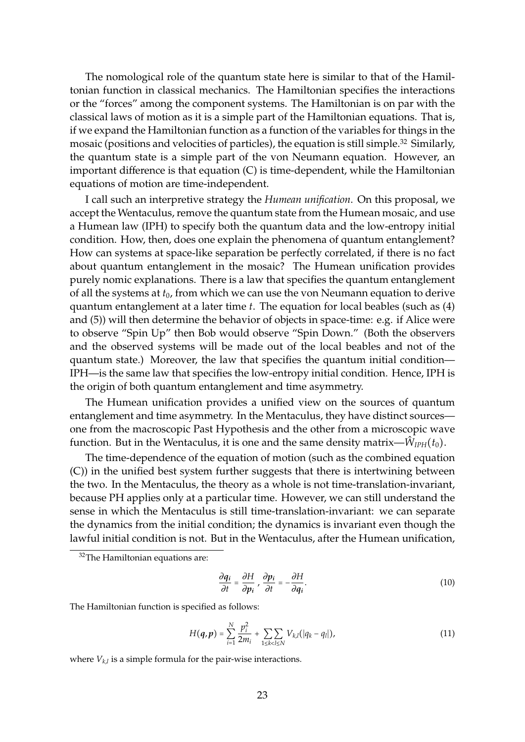The nomological role of the quantum state here is similar to that of the Hamiltonian function in classical mechanics. The Hamiltonian specifies the interactions or the "forces" among the component systems. The Hamiltonian is on par with the classical laws of motion as it is a simple part of the Hamiltonian equations. That is, if we expand the Hamiltonian function as a function of the variables for things in the mosaic (positions and velocities of particles), the equation is still simple.[32] Similarly, the quantum state is a simple part of the von Neumann equation. However, an important difference is that equation (C) is time-dependent, while the Hamiltonian equations of motion are time-independent.

I call such an interpretive strategy the *Humean unification*. On this proposal, we accept the Wentaculus, remove the quantum state from the Humean mosaic, and use a Humean law (IPH) to specify both the quantum data and the low-entropy initial condition. How, then, does one explain the phenomena of quantum entanglement? How can systems at space-like separation be perfectly correlated, if there is no fact about quantum entanglement in the mosaic? The Humean unification provides purely nomic explanations. There is a law that specifies the quantum entanglement of all the systems at $t_0$, from which we can use the von Neumann equation to derive quantum entanglement at a later time $t$. The equation for local beables (such as (4) and (5)) will then determine the behavior of objects in space-time: e.g. if Alice were to observe "Spin Up" then Bob would observe "Spin Down." (Both the observers and the observed systems will be made out of the local beables and not of the quantum state.) Moreover, the law that specifies the quantum initial condition—IPH—is the same law that specifies the low-entropy initial condition. Hence, IPH is the origin of both quantum entanglement and time asymmetry.

The Humean unification provides a unified view on the sources of quantum entanglement and time asymmetry. In the Mentaculus, they have distinct sources—one from the macroscopic Past Hypothesis and the other from a microscopic wave function. But in the Wentaculus, it is one and the same density matrix—$\hat{W}_{IPH}(t_0)$.

The time-dependence of the equation of motion (such as the combined equation (C)) in the unified best system further suggests that there is intertwining between the two. In the Mentaculus, the theory as a whole is not time-translation-invariant, because PH applies only at a particular time. However, we can still understand the sense in which the Mentaculus is still time-translation-invariant: we can separate the dynamics from the initial condition; the dynamics is invariant even though the lawful initial condition is not. But in the Wentaculus, after the Humean unification,

---

[32] The Hamiltonian equations are:

$$\frac{\partial \boldsymbol{q_i}}{\partial t} = \frac{\partial H}{\partial \boldsymbol{p_i}}, \quad \frac{\partial \boldsymbol{p_i}}{\partial t} = -\frac{\partial H}{\partial \boldsymbol{q_i}}. \tag{10}$$

The Hamiltonian function is specified as follows:

$$H(\boldsymbol{q}, \boldsymbol{p}) = \sum_{i=1}^{N} \frac{p_i^2}{2m_i} + \sum_{1 \le k < l \le N} V_{k,l}(|q_k - q_l|), \tag{11}$$

where $V_{k,l}$ is a simple formula for the pair-wise interactions.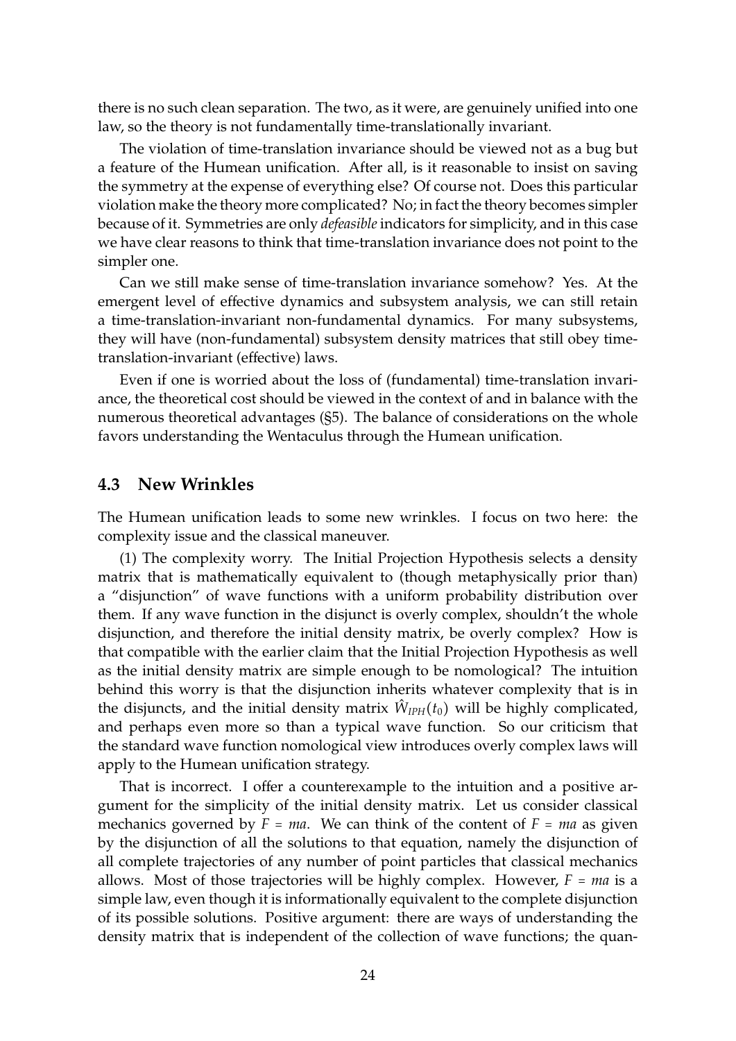there is no such clean separation. The two, as it were, are genuinely unified into one law, so the theory is not fundamentally time-translationally invariant.

The violation of time-translation invariance should be viewed not as a bug but a feature of the Humean unification. After all, is it reasonable to insist on saving the symmetry at the expense of everything else? Of course not. Does this particular violation make the theory more complicated? No; in fact the theory becomes simpler because of it. Symmetries are only *defeasible* indicators for simplicity, and in this case we have clear reasons to think that time-translation invariance does not point to the simpler one.

Can we still make sense of time-translation invariance somehow? Yes. At the emergent level of effective dynamics and subsystem analysis, we can still retain a time-translation-invariant non-fundamental dynamics. For many subsystems, they will have (non-fundamental) subsystem density matrices that still obey time-translation-invariant (effective) laws.

Even if one is worried about the loss of (fundamental) time-translation invariance, the theoretical cost should be viewed in the context of and in balance with the numerous theoretical advantages (§5). The balance of considerations on the whole favors understanding the Wentaculus through the Humean unification.

### 4.3 New Wrinkles

The Humean unification leads to some new wrinkles. I focus on two here: the complexity issue and the classical maneuver.

(1) The complexity worry. The Initial Projection Hypothesis selects a density matrix that is mathematically equivalent to (though metaphysically prior than) a "disjunction" of wave functions with a uniform probability distribution over them. If any wave function in the disjunct is overly complex, shouldn't the whole disjunction, and therefore the initial density matrix, be overly complex? How is that compatible with the earlier claim that the Initial Projection Hypothesis as well as the initial density matrix are simple enough to be nomological? The intuition behind this worry is that the disjunction inherits whatever complexity that is in the disjuncts, and the initial density matrix $\hat{W}_{IPH}(t_0)$ will be highly complicated, and perhaps even more so than a typical wave function. So our criticism that the standard wave function nomological view introduces overly complex laws will apply to the Humean unification strategy.

That is incorrect. I offer a counterexample to the intuition and a positive argument for the simplicity of the initial density matrix. Let us consider classical mechanics governed by $F = ma$. We can think of the content of $F = ma$ as given by the disjunction of all the solutions to that equation, namely the disjunction of all complete trajectories of any number of point particles that classical mechanics allows. Most of those trajectories will be highly complex. However, $F = ma$ is a simple law, even though it is informationally equivalent to the complete disjunction of its possible solutions. Positive argument: there are ways of understanding the density matrix that is independent of the collection of wave functions; the quan-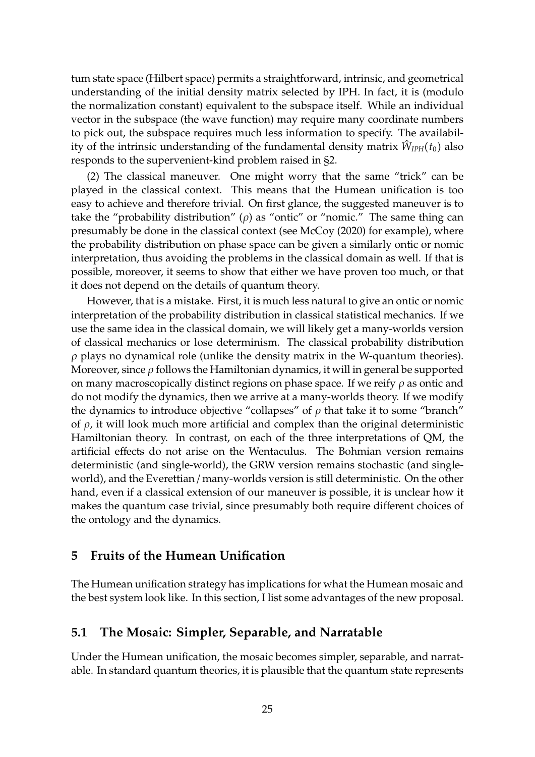tum state space (Hilbert space) permits a straightforward, intrinsic, and geometrical understanding of the initial density matrix selected by IPH. In fact, it is (modulo the normalization constant) equivalent to the subspace itself. While an individual vector in the subspace (the wave function) may require many coordinate numbers to pick out, the subspace requires much less information to specify. The availability of the intrinsic understanding of the fundamental density matrix $\hat{W}_{IPH}(t_0)$ also responds to the supervenient-kind problem raised in §2.

(2) The classical maneuver. One might worry that the same "trick" can be played in the classical context. This means that the Humean unification is too easy to achieve and therefore trivial. On first glance, the suggested maneuver is to take the "probability distribution" ($\rho$) as "ontic" or "nomic." The same thing can presumably be done in the classical context (see McCoy (2020) for example), where the probability distribution on phase space can be given a similarly ontic or nomic interpretation, thus avoiding the problems in the classical domain as well. If that is possible, moreover, it seems to show that either we have proven too much, or that it does not depend on the details of quantum theory.

However, that is a mistake. First, it is much less natural to give an ontic or nomic interpretation of the probability distribution in classical statistical mechanics. If we use the same idea in the classical domain, we will likely get a many-worlds version of classical mechanics or lose determinism. The classical probability distribution $\rho$ plays no dynamical role (unlike the density matrix in the W-quantum theories). Moreover, since $\rho$ follows the Hamiltonian dynamics, it will in general be supported on many macroscopically distinct regions on phase space. If we reify $\rho$ as ontic and do not modify the dynamics, then we arrive at a many-worlds theory. If we modify the dynamics to introduce objective "collapses" of $\rho$ that take it to some "branch" of $\rho$, it will look much more artificial and complex than the original deterministic Hamiltonian theory. In contrast, on each of the three interpretations of QM, the artificial effects do not arise on the Wentaculus. The Bohmian version remains deterministic (and single-world), the GRW version remains stochastic (and single-world), and the Everettian / many-worlds version is still deterministic. On the other hand, even if a classical extension of our maneuver is possible, it is unclear how it makes the quantum case trivial, since presumably both require different choices of the ontology and the dynamics.

## 5 Fruits of the Humean Unification

The Humean unification strategy has implications for what the Humean mosaic and the best system look like. In this section, I list some advantages of the new proposal.

### 5.1 The Mosaic: Simpler, Separable, and Narratable

Under the Humean unification, the mosaic becomes simpler, separable, and narratable. In standard quantum theories, it is plausible that the quantum state represents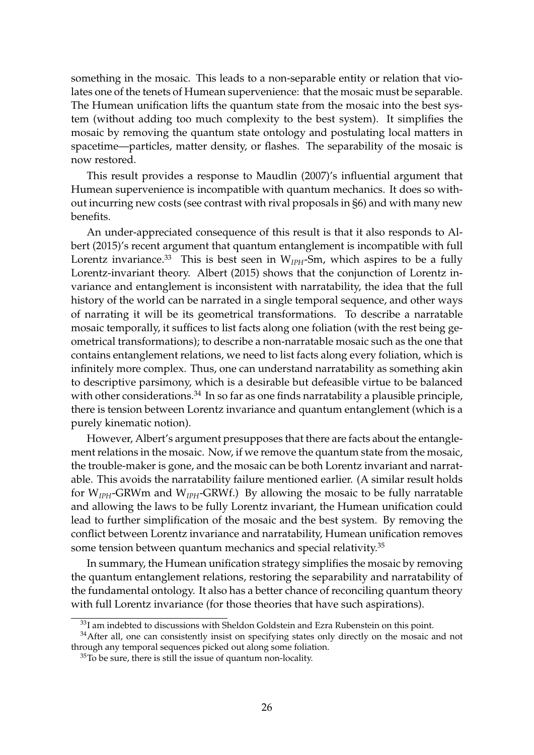something in the mosaic. This leads to a non-separable entity or relation that violates one of the tenets of Humean supervenience: that the mosaic must be separable. The Humean unification lifts the quantum state from the mosaic into the best system (without adding too much complexity to the best system). It simplifies the mosaic by removing the quantum state ontology and postulating local matters in spacetime—particles, matter density, or flashes. The separability of the mosaic is now restored.

This result provides a response to Maudlin (2007)'s influential argument that Humean supervenience is incompatible with quantum mechanics. It does so without incurring new costs (see contrast with rival proposals in §6) and with many new benefits.

An under-appreciated consequence of this result is that it also responds to Albert (2015)'s recent argument that quantum entanglement is incompatible with full Lorentz invariance.[33] This is best seen in $W_{IPH}$-Sm, which aspires to be a fully Lorentz-invariant theory. Albert (2015) shows that the conjunction of Lorentz invariance and entanglement is inconsistent with narratability, the idea that the full history of the world can be narrated in a single temporal sequence, and other ways of narrating it will be its geometrical transformations. To describe a narratable mosaic temporally, it suffices to list facts along one foliation (with the rest being geometrical transformations); to describe a non-narratable mosaic such as the one that contains entanglement relations, we need to list facts along every foliation, which is infinitely more complex. Thus, one can understand narratability as something akin to descriptive parsimony, which is a desirable but defeasible virtue to be balanced with other considerations.[34] In so far as one finds narratability a plausible principle, there is tension between Lorentz invariance and quantum entanglement (which is a purely kinematic notion).

However, Albert's argument presupposes that there are facts about the entanglement relations in the mosaic. Now, if we remove the quantum state from the mosaic, the trouble-maker is gone, and the mosaic can be both Lorentz invariant and narratable. This avoids the narratability failure mentioned earlier. (A similar result holds for $W_{IPH}$-GRWm and $W_{IPH}$-GRWf.) By allowing the mosaic to be fully narratable and allowing the laws to be fully Lorentz invariant, the Humean unification could lead to further simplification of the mosaic and the best system. By removing the conflict between Lorentz invariance and narratability, Humean unification removes some tension between quantum mechanics and special relativity.[35]

In summary, the Humean unification strategy simplifies the mosaic by removing the quantum entanglement relations, restoring the separability and narratability of the fundamental ontology. It also has a better chance of reconciling quantum theory with full Lorentz invariance (for those theories that have such aspirations).

[33] I am indebted to discussions with Sheldon Goldstein and Ezra Rubenstein on this point.

[34] After all, one can consistently insist on specifying states only directly on the mosaic and not through any temporal sequences picked out along some foliation.

[35] To be sure, there is still the issue of quantum non-locality.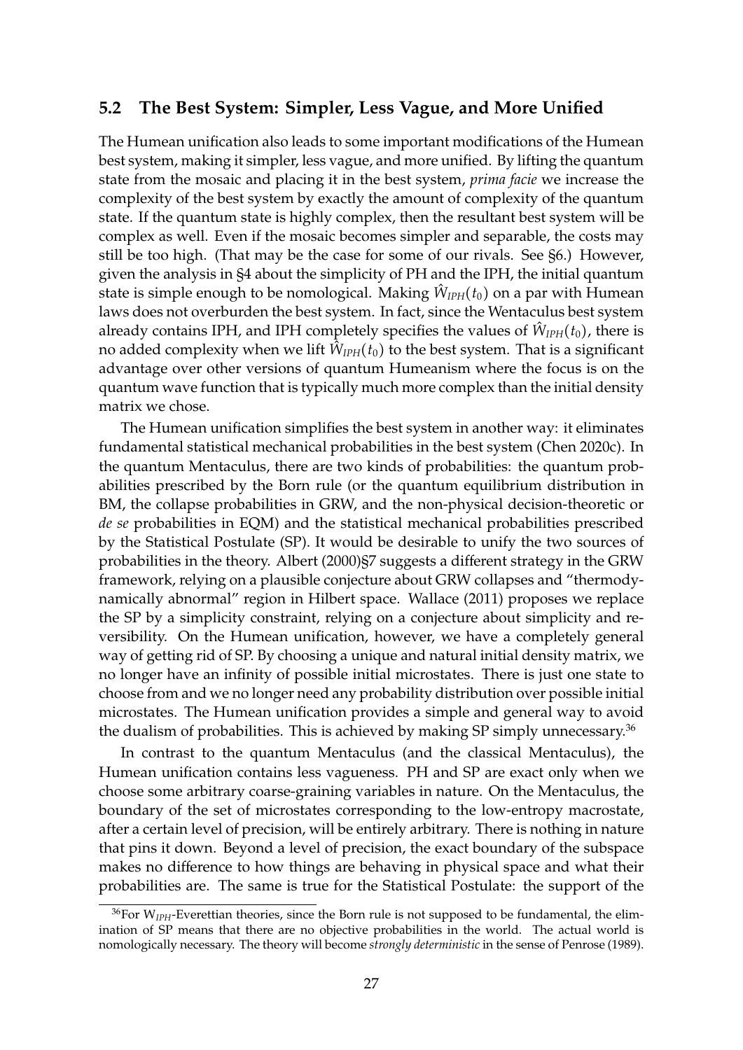## 5.2 The Best System: Simpler, Less Vague, and More Unified

The Humean unification also leads to some important modifications of the Humean best system, making it simpler, less vague, and more unified. By lifting the quantum state from the mosaic and placing it in the best system, *prima facie* we increase the complexity of the best system by exactly the amount of complexity of the quantum state. If the quantum state is highly complex, then the resultant best system will be complex as well. Even if the mosaic becomes simpler and separable, the costs may still be too high. (That may be the case for some of our rivals. See §6.) However, given the analysis in §4 about the simplicity of PH and the IPH, the initial quantum state is simple enough to be nomological. Making $\hat{W}_{IPH}(t_0)$ on a par with Humean laws does not overburden the best system. In fact, since the Wentaculus best system already contains IPH, and IPH completely specifies the values of $\hat{W}_{IPH}(t_0)$, there is no added complexity when we lift $\hat{W}_{IPH}(t_0)$ to the best system. That is a significant advantage over other versions of quantum Humeanism where the focus is on the quantum wave function that is typically much more complex than the initial density matrix we chose.

The Humean unification simplifies the best system in another way: it eliminates fundamental statistical mechanical probabilities in the best system (Chen 2020c). In the quantum Mentaculus, there are two kinds of probabilities: the quantum probabilities prescribed by the Born rule (or the quantum equilibrium distribution in BM, the collapse probabilities in GRW, and the non-physical decision-theoretic or *de se* probabilities in EQM) and the statistical mechanical probabilities prescribed by the Statistical Postulate (SP). It would be desirable to unify the two sources of probabilities in the theory. Albert (2000)§7 suggests a different strategy in the GRW framework, relying on a plausible conjecture about GRW collapses and "thermodynamically abnormal" region in Hilbert space. Wallace (2011) proposes we replace the SP by a simplicity constraint, relying on a conjecture about simplicity and reversibility. On the Humean unification, however, we have a completely general way of getting rid of SP. By choosing a unique and natural initial density matrix, we no longer have an infinity of possible initial microstates. There is just one state to choose from and we no longer need any probability distribution over possible initial microstates. The Humean unification provides a simple and general way to avoid the dualism of probabilities. This is achieved by making SP simply unnecessary.[36]

In contrast to the quantum Mentaculus (and the classical Mentaculus), the Humean unification contains less vagueness. PH and SP are exact only when we choose some arbitrary coarse-graining variables in nature. On the Mentaculus, the boundary of the set of microstates corresponding to the low-entropy macrostate, after a certain level of precision, will be entirely arbitrary. There is nothing in nature that pins it down. Beyond a level of precision, the exact boundary of the subspace makes no difference to how things are behaving in physical space and what their probabilities are. The same is true for the Statistical Postulate: the support of the

[36] For $W_{IPH}$-Everettian theories, since the Born rule is not supposed to be fundamental, the elimination of SP means that there are no objective probabilities in the world. The actual world is nomologically necessary. The theory will become *strongly deterministic* in the sense of Penrose (1989).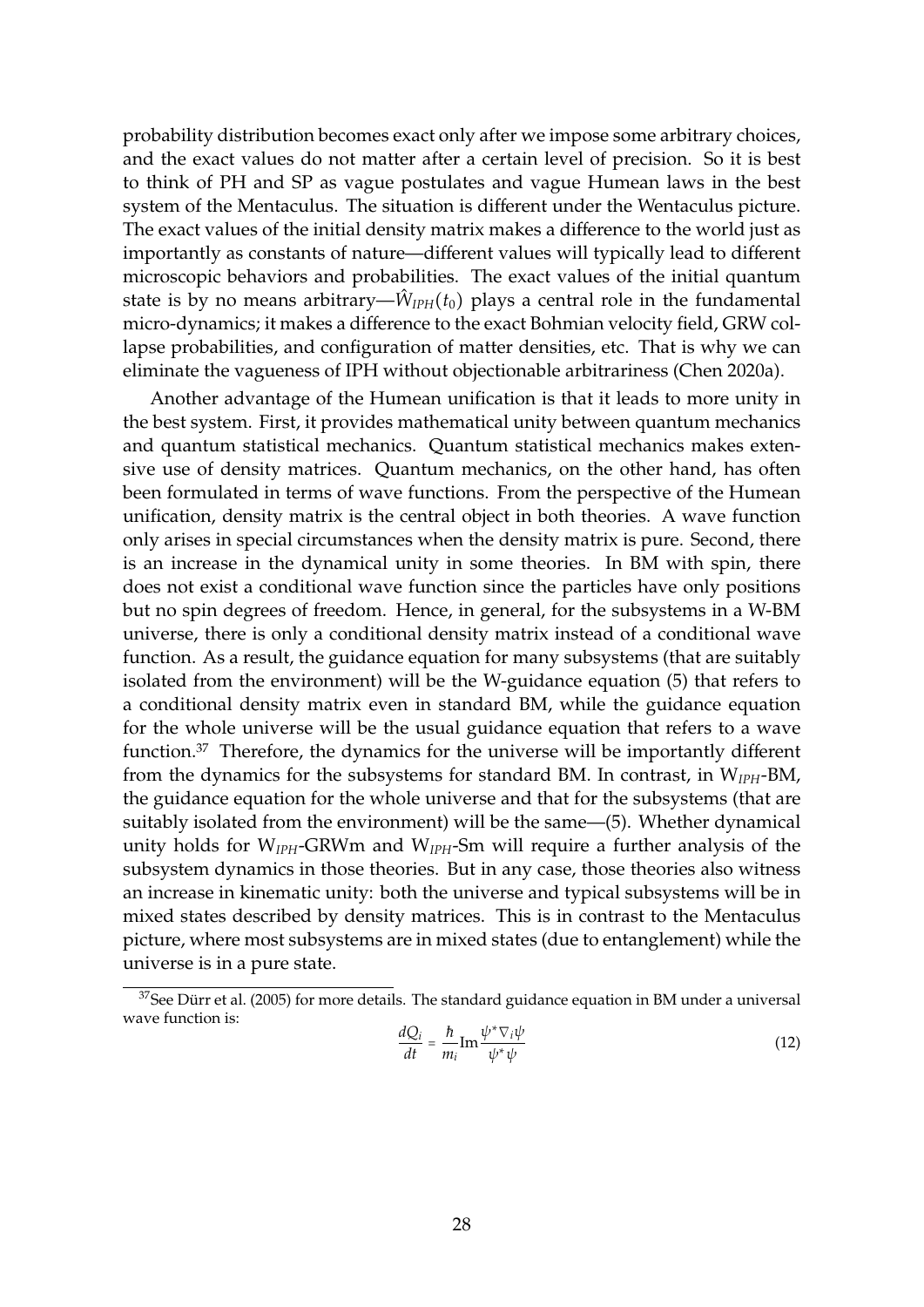probability distribution becomes exact only after we impose some arbitrary choices, and the exact values do not matter after a certain level of precision. So it is best to think of PH and SP as vague postulates and vague Humean laws in the best system of the Mentaculus. The situation is different under the Wentaculus picture. The exact values of the initial density matrix makes a difference to the world just as importantly as constants of nature—different values will typically lead to different microscopic behaviors and probabilities. The exact values of the initial quantum state is by no means arbitrary—$\hat{W}_{IPH}(t_0)$ plays a central role in the fundamental micro-dynamics; it makes a difference to the exact Bohmian velocity field, GRW collapse probabilities, and configuration of matter densities, etc. That is why we can eliminate the vagueness of IPH without objectionable arbitrariness (Chen 2020a).

Another advantage of the Humean unification is that it leads to more unity in the best system. First, it provides mathematical unity between quantum mechanics and quantum statistical mechanics. Quantum statistical mechanics makes extensive use of density matrices. Quantum mechanics, on the other hand, has often been formulated in terms of wave functions. From the perspective of the Humean unification, density matrix is the central object in both theories. A wave function only arises in special circumstances when the density matrix is pure. Second, there is an increase in the dynamical unity in some theories. In BM with spin, there does not exist a conditional wave function since the particles have only positions but no spin degrees of freedom. Hence, in general, for the subsystems in a W-BM universe, there is only a conditional density matrix instead of a conditional wave function. As a result, the guidance equation for many subsystems (that are suitably isolated from the environment) will be the W-guidance equation (5) that refers to a conditional density matrix even in standard BM, while the guidance equation for the whole universe will be the usual guidance equation that refers to a wave function.[37] Therefore, the dynamics for the universe will be importantly different from the dynamics for the subsystems for standard BM. In contrast, in $W_{IPH}$-BM, the guidance equation for the whole universe and that for the subsystems (that are suitably isolated from the environment) will be the same—(5). Whether dynamical unity holds for $W_{IPH}$-GRWm and $W_{IPH}$-Sm will require a further analysis of the subsystem dynamics in those theories. But in any case, those theories also witness an increase in kinematic unity: both the universe and typical subsystems will be in mixed states described by density matrices. This is in contrast to the Mentaculus picture, where most subsystems are in mixed states (due to entanglement) while the universe is in a pure state.

[37]See Dürr et al. (2005) for more details. The standard guidance equation in BM under a universal wave function is:

$$\frac{dQ_i}{dt} = \frac{\hbar}{m_i}\mathrm{Im}\frac{\psi^* \nabla_i \psi}{\psi^* \psi} \tag{12}$$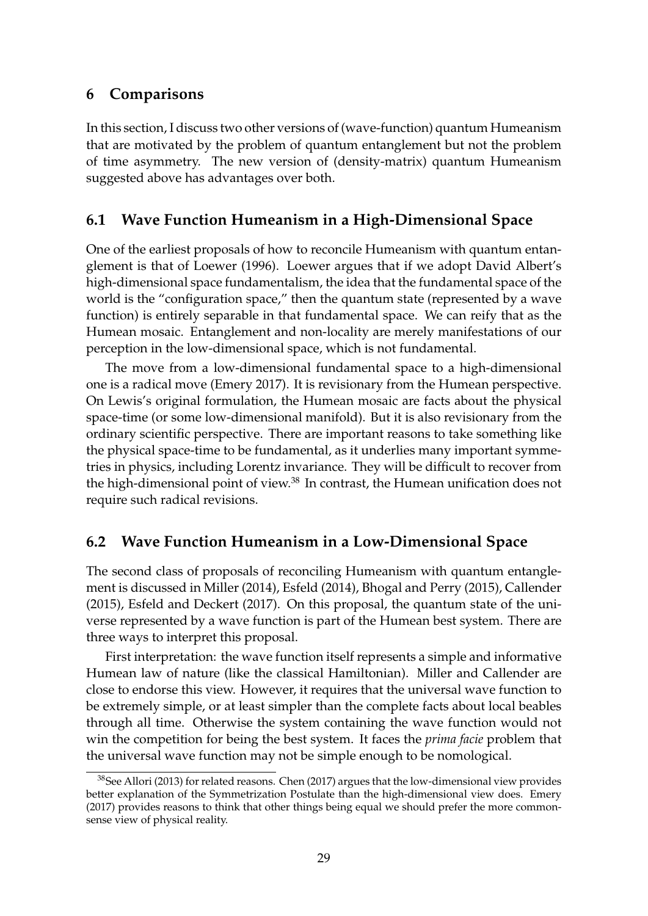## 6 Comparisons

In this section, I discuss two other versions of (wave-function) quantum Humeanism that are motivated by the problem of quantum entanglement but not the problem of time asymmetry. The new version of (density-matrix) quantum Humeanism suggested above has advantages over both.

### 6.1 Wave Function Humeanism in a High-Dimensional Space

One of the earliest proposals of how to reconcile Humeanism with quantum entanglement is that of Loewer (1996). Loewer argues that if we adopt David Albert's high-dimensional space fundamentalism, the idea that the fundamental space of the world is the "configuration space," then the quantum state (represented by a wave function) is entirely separable in that fundamental space. We can reify that as the Humean mosaic. Entanglement and non-locality are merely manifestations of our perception in the low-dimensional space, which is not fundamental.

The move from a low-dimensional fundamental space to a high-dimensional one is a radical move (Emery 2017). It is revisionary from the Humean perspective. On Lewis's original formulation, the Humean mosaic are facts about the physical space-time (or some low-dimensional manifold). But it is also revisionary from the ordinary scientific perspective. There are important reasons to take something like the physical space-time to be fundamental, as it underlies many important symmetries in physics, including Lorentz invariance. They will be difficult to recover from the high-dimensional point of view.[38] In contrast, the Humean unification does not require such radical revisions.

### 6.2 Wave Function Humeanism in a Low-Dimensional Space

The second class of proposals of reconciling Humeanism with quantum entanglement is discussed in Miller (2014), Esfeld (2014), Bhogal and Perry (2015), Callender (2015), Esfeld and Deckert (2017). On this proposal, the quantum state of the universe represented by a wave function is part of the Humean best system. There are three ways to interpret this proposal.

First interpretation: the wave function itself represents a simple and informative Humean law of nature (like the classical Hamiltonian). Miller and Callender are close to endorse this view. However, it requires that the universal wave function to be extremely simple, or at least simpler than the complete facts about local beables through all time. Otherwise the system containing the wave function would not win the competition for being the best system. It faces the *prima facie* problem that the universal wave function may not be simple enough to be nomological.

[38] See Allori (2013) for related reasons. Chen (2017) argues that the low-dimensional view provides better explanation of the Symmetrization Postulate than the high-dimensional view does. Emery (2017) provides reasons to think that other things being equal we should prefer the more commonsense view of physical reality.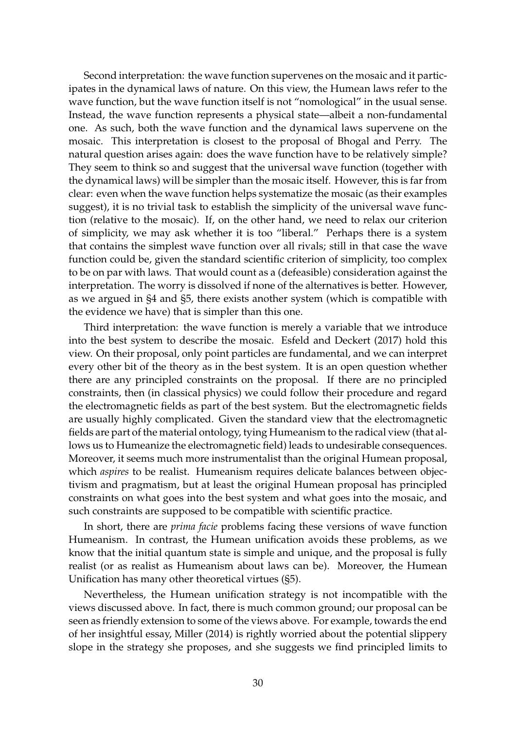Second interpretation: the wave function supervenes on the mosaic and it participates in the dynamical laws of nature. On this view, the Humean laws refer to the wave function, but the wave function itself is not "nomological" in the usual sense. Instead, the wave function represents a physical state—albeit a non-fundamental one. As such, both the wave function and the dynamical laws supervene on the mosaic. This interpretation is closest to the proposal of Bhogal and Perry. The natural question arises again: does the wave function have to be relatively simple? They seem to think so and suggest that the universal wave function (together with the dynamical laws) will be simpler than the mosaic itself. However, this is far from clear: even when the wave function helps systematize the mosaic (as their examples suggest), it is no trivial task to establish the simplicity of the universal wave function (relative to the mosaic). If, on the other hand, we need to relax our criterion of simplicity, we may ask whether it is too "liberal." Perhaps there is a system that contains the simplest wave function over all rivals; still in that case the wave function could be, given the standard scientific criterion of simplicity, too complex to be on par with laws. That would count as a (defeasible) consideration against the interpretation. The worry is dissolved if none of the alternatives is better. However, as we argued in §4 and §5, there exists another system (which is compatible with the evidence we have) that is simpler than this one.

Third interpretation: the wave function is merely a variable that we introduce into the best system to describe the mosaic. Esfeld and Deckert (2017) hold this view. On their proposal, only point particles are fundamental, and we can interpret every other bit of the theory as in the best system. It is an open question whether there are any principled constraints on the proposal. If there are no principled constraints, then (in classical physics) we could follow their procedure and regard the electromagnetic fields as part of the best system. But the electromagnetic fields are usually highly complicated. Given the standard view that the electromagnetic fields are part of the material ontology, tying Humeanism to the radical view (that allows us to Humeanize the electromagnetic field) leads to undesirable consequences. Moreover, it seems much more instrumentalist than the original Humean proposal, which *aspires* to be realist. Humeanism requires delicate balances between objectivism and pragmatism, but at least the original Humean proposal has principled constraints on what goes into the best system and what goes into the mosaic, and such constraints are supposed to be compatible with scientific practice.

In short, there are *prima facie* problems facing these versions of wave function Humeanism. In contrast, the Humean unification avoids these problems, as we know that the initial quantum state is simple and unique, and the proposal is fully realist (or as realist as Humeanism about laws can be). Moreover, the Humean Unification has many other theoretical virtues (§5).

Nevertheless, the Humean unification strategy is not incompatible with the views discussed above. In fact, there is much common ground; our proposal can be seen as friendly extension to some of the views above. For example, towards the end of her insightful essay, Miller (2014) is rightly worried about the potential slippery slope in the strategy she proposes, and she suggests we find principled limits to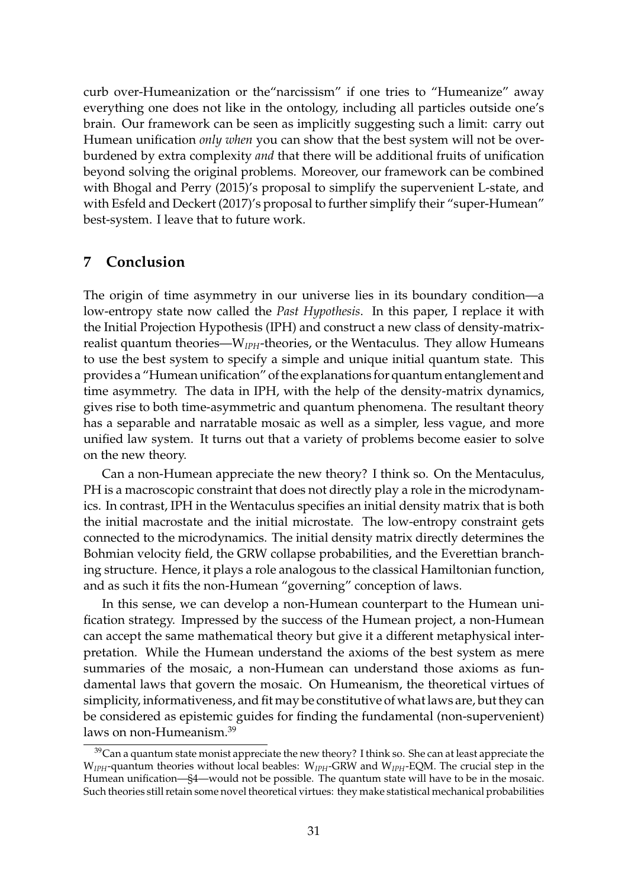curb over-Humeanization or the"narcissism" if one tries to "Humeanize" away everything one does not like in the ontology, including all particles outside one's brain. Our framework can be seen as implicitly suggesting such a limit: carry out Humean unification *only when* you can show that the best system will not be over-burdened by extra complexity *and* that there will be additional fruits of unification beyond solving the original problems. Moreover, our framework can be combined with Bhogal and Perry (2015)'s proposal to simplify the supervenient L-state, and with Esfeld and Deckert (2017)'s proposal to further simplify their "super-Humean" best-system. I leave that to future work.

## 7 Conclusion

The origin of time asymmetry in our universe lies in its boundary condition—a low-entropy state now called the *Past Hypothesis*. In this paper, I replace it with the Initial Projection Hypothesis (IPH) and construct a new class of density-matrix-realist quantum theories—$W_{IPH}$-theories, or the Wentaculus. They allow Humeans to use the best system to specify a simple and unique initial quantum state. This provides a "Humean unification" of the explanations for quantum entanglement and time asymmetry. The data in IPH, with the help of the density-matrix dynamics, gives rise to both time-asymmetric and quantum phenomena. The resultant theory has a separable and narratable mosaic as well as a simpler, less vague, and more unified law system. It turns out that a variety of problems become easier to solve on the new theory.

Can a non-Humean appreciate the new theory? I think so. On the Mentaculus, PH is a macroscopic constraint that does not directly play a role in the microdynamics. In contrast, IPH in the Wentaculus specifies an initial density matrix that is both the initial macrostate and the initial microstate. The low-entropy constraint gets connected to the microdynamics. The initial density matrix directly determines the Bohmian velocity field, the GRW collapse probabilities, and the Everettian branching structure. Hence, it plays a role analogous to the classical Hamiltonian function, and as such it fits the non-Humean "governing" conception of laws.

In this sense, we can develop a non-Humean counterpart to the Humean unification strategy. Impressed by the success of the Humean project, a non-Humean can accept the same mathematical theory but give it a different metaphysical interpretation. While the Humean understand the axioms of the best system as mere summaries of the mosaic, a non-Humean can understand those axioms as fundamental laws that govern the mosaic. On Humeanism, the theoretical virtues of simplicity, informativeness, and fit may be constitutive of what laws are, but they can be considered as epistemic guides for finding the fundamental (non-supervenient) laws on non-Humeanism.[39]

[39] Can a quantum state monist appreciate the new theory? I think so. She can at least appreciate the $W_{IPH}$-quantum theories without local beables: $W_{IPH}$-GRW and $W_{IPH}$-EQM. The crucial step in the Humean unification—§4—would not be possible. The quantum state will have to be in the mosaic. Such theories still retain some novel theoretical virtues: they make statistical mechanical probabilities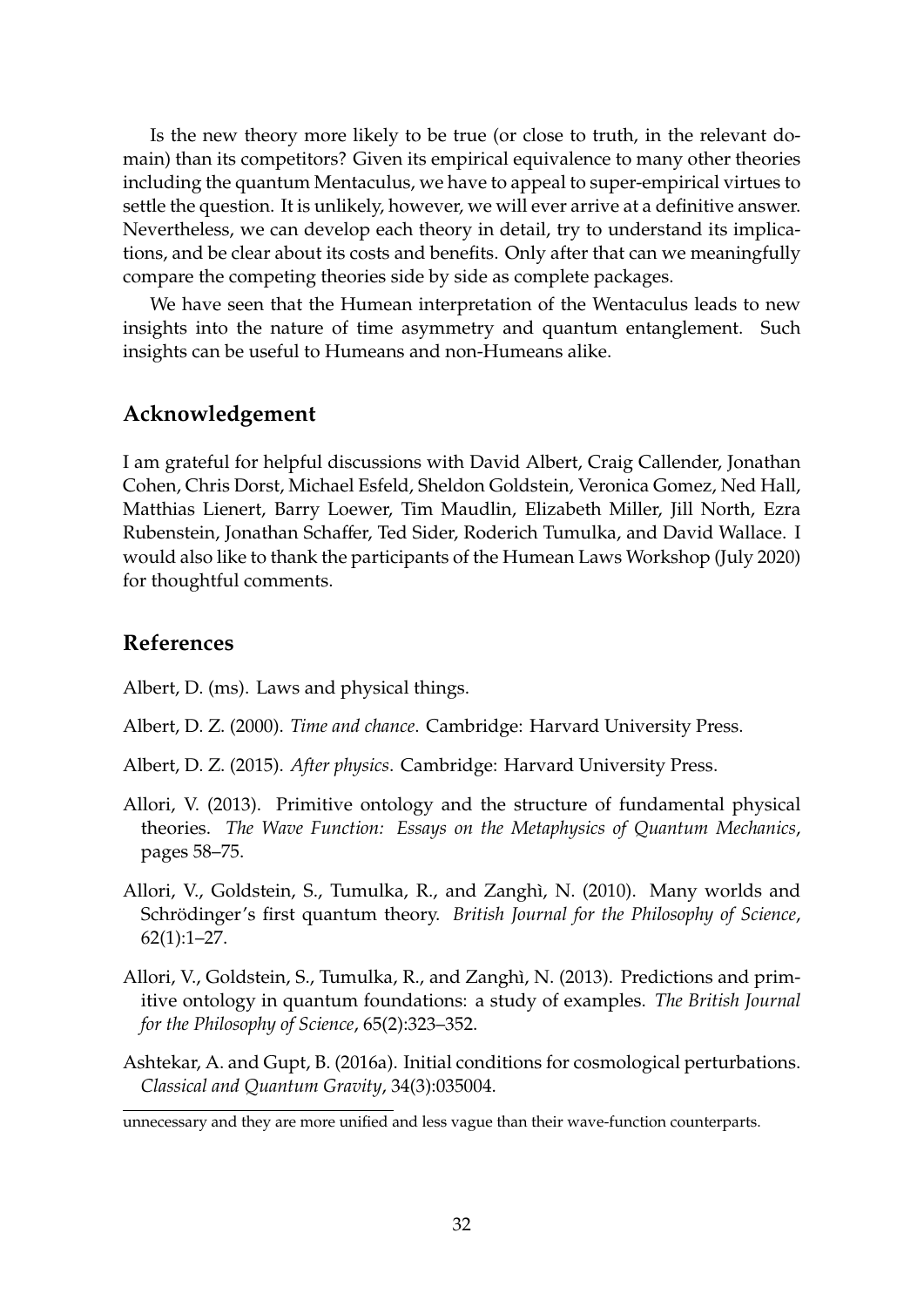Is the new theory more likely to be true (or close to truth, in the relevant domain) than its competitors? Given its empirical equivalence to many other theories including the quantum Mentaculus, we have to appeal to super-empirical virtues to settle the question. It is unlikely, however, we will ever arrive at a definitive answer. Nevertheless, we can develop each theory in detail, try to understand its implications, and be clear about its costs and benefits. Only after that can we meaningfully compare the competing theories side by side as complete packages.

We have seen that the Humean interpretation of the Wentaculus leads to new insights into the nature of time asymmetry and quantum entanglement. Such insights can be useful to Humeans and non-Humeans alike.

## Acknowledgement

I am grateful for helpful discussions with David Albert, Craig Callender, Jonathan Cohen, Chris Dorst, Michael Esfeld, Sheldon Goldstein, Veronica Gomez, Ned Hall, Matthias Lienert, Barry Loewer, Tim Maudlin, Elizabeth Miller, Jill North, Ezra Rubenstein, Jonathan Schaffer, Ted Sider, Roderich Tumulka, and David Wallace. I would also like to thank the participants of the Humean Laws Workshop (July 2020) for thoughtful comments.

## References

Albert, D. (ms). Laws and physical things.

Albert, D. Z. (2000). *Time and chance*. Cambridge: Harvard University Press.

Albert, D. Z. (2015). *After physics*. Cambridge: Harvard University Press.

Allori, V. (2013). Primitive ontology and the structure of fundamental physical theories. *The Wave Function: Essays on the Metaphysics of Quantum Mechanics*, pages 58–75.

Allori, V., Goldstein, S., Tumulka, R., and Zanghì, N. (2010). Many worlds and Schrödinger's first quantum theory. *British Journal for the Philosophy of Science*, 62(1):1–27.

Allori, V., Goldstein, S., Tumulka, R., and Zanghì, N. (2013). Predictions and primitive ontology in quantum foundations: a study of examples. *The British Journal for the Philosophy of Science*, 65(2):323–352.

Ashtekar, A. and Gupt, B. (2016a). Initial conditions for cosmological perturbations. *Classical and Quantum Gravity*, 34(3):035004.

unnecessary and they are more unified and less vague than their wave-function counterparts.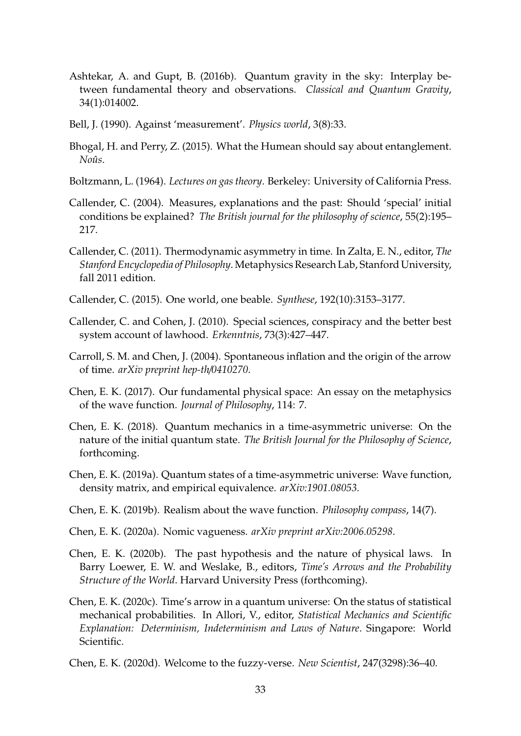Ashtekar, A. and Gupt, B. (2016b). Quantum gravity in the sky: Interplay between fundamental theory and observations. *Classical and Quantum Gravity*, 34(1):014002.

Bell, J. (1990). Against 'measurement'. *Physics world*, 3(8):33.

Bhogal, H. and Perry, Z. (2015). What the Humean should say about entanglement. *Noûs*.

Boltzmann, L. (1964). *Lectures on gas theory*. Berkeley: University of California Press.

Callender, C. (2004). Measures, explanations and the past: Should 'special' initial conditions be explained? *The British journal for the philosophy of science*, 55(2):195–217.

Callender, C. (2011). Thermodynamic asymmetry in time. In Zalta, E. N., editor, *The Stanford Encyclopedia of Philosophy*. Metaphysics Research Lab, Stanford University, fall 2011 edition.

Callender, C. (2015). One world, one beable. *Synthese*, 192(10):3153–3177.

Callender, C. and Cohen, J. (2010). Special sciences, conspiracy and the better best system account of lawhood. *Erkenntnis*, 73(3):427–447.

Carroll, S. M. and Chen, J. (2004). Spontaneous inflation and the origin of the arrow of time. *arXiv preprint hep-th/0410270*.

Chen, E. K. (2017). Our fundamental physical space: An essay on the metaphysics of the wave function. *Journal of Philosophy*, 114: 7.

Chen, E. K. (2018). Quantum mechanics in a time-asymmetric universe: On the nature of the initial quantum state. *The British Journal for the Philosophy of Science*, forthcoming.

Chen, E. K. (2019a). Quantum states of a time-asymmetric universe: Wave function, density matrix, and empirical equivalence. *arXiv:1901.08053*.

Chen, E. K. (2019b). Realism about the wave function. *Philosophy compass*, 14(7).

Chen, E. K. (2020a). Nomic vagueness. *arXiv preprint arXiv:2006.05298*.

Chen, E. K. (2020b). The past hypothesis and the nature of physical laws. In Barry Loewer, E. W. and Weslake, B., editors, *Time's Arrows and the Probability Structure of the World*. Harvard University Press (forthcoming).

Chen, E. K. (2020c). Time's arrow in a quantum universe: On the status of statistical mechanical probabilities. In Allori, V., editor, *Statistical Mechanics and Scientific Explanation: Determinism, Indeterminism and Laws of Nature*. Singapore: World Scientific.

Chen, E. K. (2020d). Welcome to the fuzzy-verse. *New Scientist*, 247(3298):36–40.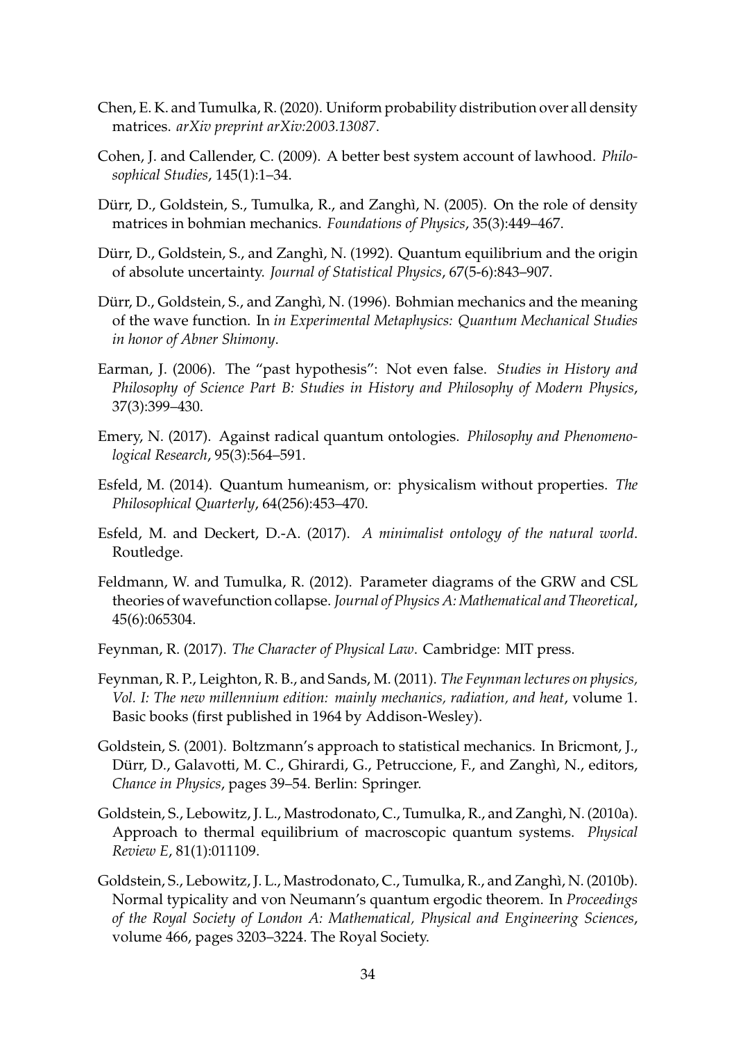Chen, E. K. and Tumulka, R. (2020). Uniform probability distribution over all density matrices. *arXiv preprint arXiv:2003.13087*.

Cohen, J. and Callender, C. (2009). A better best system account of lawhood. *Philosophical Studies*, 145(1):1–34.

Dürr, D., Goldstein, S., Tumulka, R., and Zanghì, N. (2005). On the role of density matrices in bohmian mechanics. *Foundations of Physics*, 35(3):449–467.

Dürr, D., Goldstein, S., and Zanghì, N. (1992). Quantum equilibrium and the origin of absolute uncertainty. *Journal of Statistical Physics*, 67(5-6):843–907.

Dürr, D., Goldstein, S., and Zanghì, N. (1996). Bohmian mechanics and the meaning of the wave function. In *in Experimental Metaphysics: Quantum Mechanical Studies in honor of Abner Shimony*.

Earman, J. (2006). The "past hypothesis": Not even false. *Studies in History and Philosophy of Science Part B: Studies in History and Philosophy of Modern Physics*, 37(3):399–430.

Emery, N. (2017). Against radical quantum ontologies. *Philosophy and Phenomenological Research*, 95(3):564–591.

Esfeld, M. (2014). Quantum humeanism, or: physicalism without properties. *The Philosophical Quarterly*, 64(256):453–470.

Esfeld, M. and Deckert, D.-A. (2017). *A minimalist ontology of the natural world*. Routledge.

Feldmann, W. and Tumulka, R. (2012). Parameter diagrams of the GRW and CSL theories of wavefunction collapse. *Journal of Physics A: Mathematical and Theoretical*, 45(6):065304.

Feynman, R. (2017). *The Character of Physical Law*. Cambridge: MIT press.

Feynman, R. P., Leighton, R. B., and Sands, M. (2011). *The Feynman lectures on physics, Vol. I: The new millennium edition: mainly mechanics, radiation, and heat*, volume 1. Basic books (first published in 1964 by Addison-Wesley).

Goldstein, S. (2001). Boltzmann's approach to statistical mechanics. In Bricmont, J., Dürr, D., Galavotti, M. C., Ghirardi, G., Petruccione, F., and Zanghì, N., editors, *Chance in Physics*, pages 39–54. Berlin: Springer.

Goldstein, S., Lebowitz, J. L., Mastrodonato, C., Tumulka, R., and Zanghì, N. (2010a). Approach to thermal equilibrium of macroscopic quantum systems. *Physical Review E*, 81(1):011109.

Goldstein, S., Lebowitz, J. L., Mastrodonato, C., Tumulka, R., and Zanghì, N. (2010b). Normal typicality and von Neumann's quantum ergodic theorem. In *Proceedings of the Royal Society of London A: Mathematical, Physical and Engineering Sciences*, volume 466, pages 3203–3224. The Royal Society.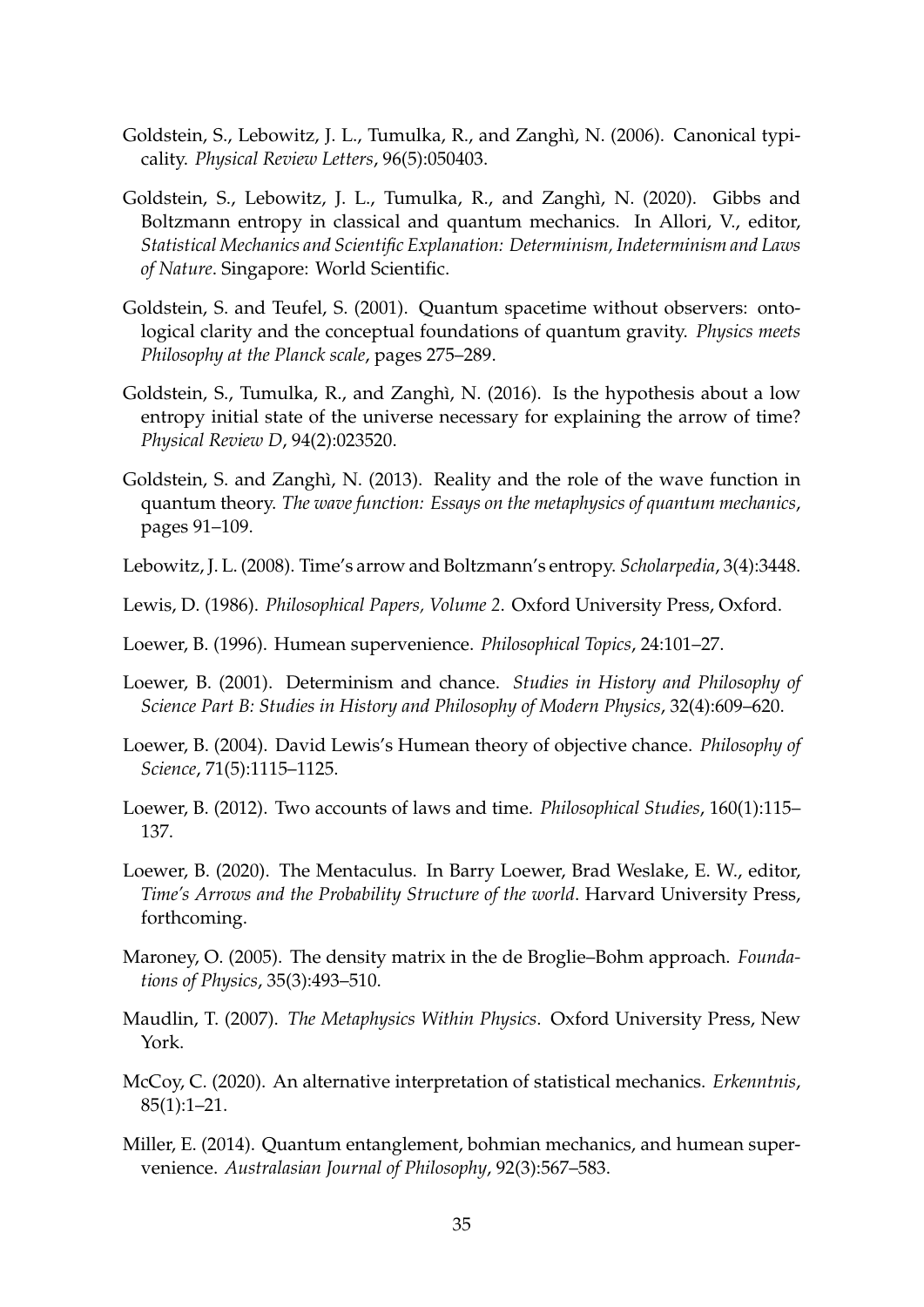Goldstein, S., Lebowitz, J. L., Tumulka, R., and Zanghì, N. (2006). Canonical typicality. *Physical Review Letters*, 96(5):050403.

Goldstein, S., Lebowitz, J. L., Tumulka, R., and Zanghì, N. (2020). Gibbs and Boltzmann entropy in classical and quantum mechanics. In Allori, V., editor, *Statistical Mechanics and Scientific Explanation: Determinism, Indeterminism and Laws of Nature*. Singapore: World Scientific.

Goldstein, S. and Teufel, S. (2001). Quantum spacetime without observers: ontological clarity and the conceptual foundations of quantum gravity. *Physics meets Philosophy at the Planck scale*, pages 275–289.

Goldstein, S., Tumulka, R., and Zanghì, N. (2016). Is the hypothesis about a low entropy initial state of the universe necessary for explaining the arrow of time? *Physical Review D*, 94(2):023520.

Goldstein, S. and Zanghì, N. (2013). Reality and the role of the wave function in quantum theory. *The wave function: Essays on the metaphysics of quantum mechanics*, pages 91–109.

Lebowitz, J. L. (2008). Time's arrow and Boltzmann's entropy. *Scholarpedia*, 3(4):3448.

Lewis, D. (1986). *Philosophical Papers, Volume 2*. Oxford University Press, Oxford.

Loewer, B. (1996). Humean supervenience. *Philosophical Topics*, 24:101–27.

Loewer, B. (2001). Determinism and chance. *Studies in History and Philosophy of Science Part B: Studies in History and Philosophy of Modern Physics*, 32(4):609–620.

Loewer, B. (2004). David Lewis's Humean theory of objective chance. *Philosophy of Science*, 71(5):1115–1125.

Loewer, B. (2012). Two accounts of laws and time. *Philosophical Studies*, 160(1):115–137.

Loewer, B. (2020). The Mentaculus. In Barry Loewer, Brad Weslake, E. W., editor, *Time's Arrows and the Probability Structure of the world*. Harvard University Press, forthcoming.

Maroney, O. (2005). The density matrix in the de Broglie–Bohm approach. *Foundations of Physics*, 35(3):493–510.

Maudlin, T. (2007). *The Metaphysics Within Physics*. Oxford University Press, New York.

McCoy, C. (2020). An alternative interpretation of statistical mechanics. *Erkenntnis*, 85(1):1–21.

Miller, E. (2014). Quantum entanglement, bohmian mechanics, and humean supervenience. *Australasian Journal of Philosophy*, 92(3):567–583.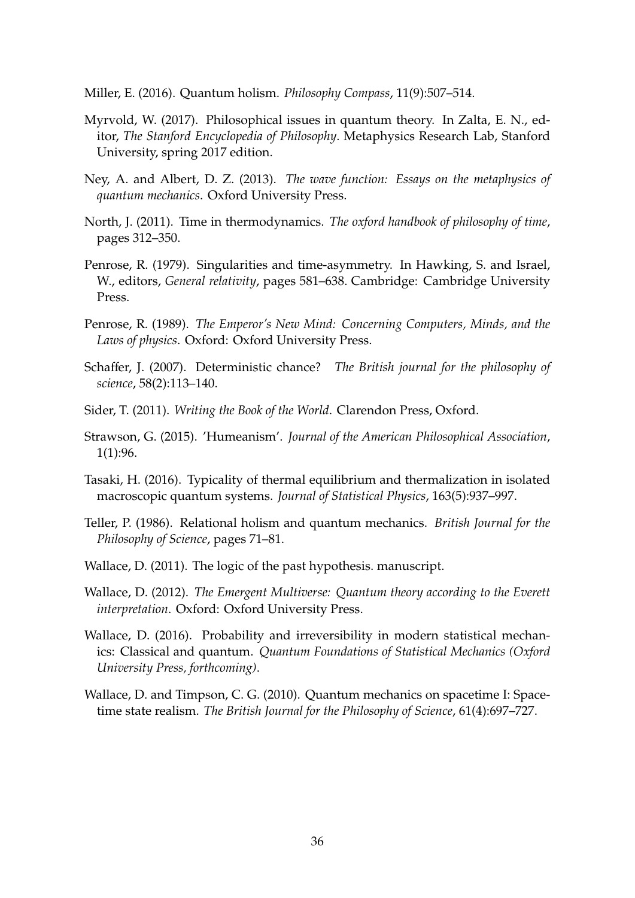Miller, E. (2016). Quantum holism. *Philosophy Compass*, 11(9):507–514.

Myrvold, W. (2017). Philosophical issues in quantum theory. In Zalta, E. N., editor, *The Stanford Encyclopedia of Philosophy*. Metaphysics Research Lab, Stanford University, spring 2017 edition.

Ney, A. and Albert, D. Z. (2013). *The wave function: Essays on the metaphysics of quantum mechanics*. Oxford University Press.

North, J. (2011). Time in thermodynamics. *The oxford handbook of philosophy of time*, pages 312–350.

Penrose, R. (1979). Singularities and time-asymmetry. In Hawking, S. and Israel, W., editors, *General relativity*, pages 581–638. Cambridge: Cambridge University Press.

Penrose, R. (1989). *The Emperor's New Mind: Concerning Computers, Minds, and the Laws of physics*. Oxford: Oxford University Press.

Schaffer, J. (2007). Deterministic chance? *The British journal for the philosophy of science*, 58(2):113–140.

Sider, T. (2011). *Writing the Book of the World*. Clarendon Press, Oxford.

Strawson, G. (2015). 'Humeanism'. *Journal of the American Philosophical Association*, 1(1):96.

Tasaki, H. (2016). Typicality of thermal equilibrium and thermalization in isolated macroscopic quantum systems. *Journal of Statistical Physics*, 163(5):937–997.

Teller, P. (1986). Relational holism and quantum mechanics. *British Journal for the Philosophy of Science*, pages 71–81.

Wallace, D. (2011). The logic of the past hypothesis. manuscript.

Wallace, D. (2012). *The Emergent Multiverse: Quantum theory according to the Everett interpretation*. Oxford: Oxford University Press.

Wallace, D. (2016). Probability and irreversibility in modern statistical mechanics: Classical and quantum. *Quantum Foundations of Statistical Mechanics (Oxford University Press, forthcoming)*.

Wallace, D. and Timpson, C. G. (2010). Quantum mechanics on spacetime I: Spacetime state realism. *The British Journal for the Philosophy of Science*, 61(4):697–727.